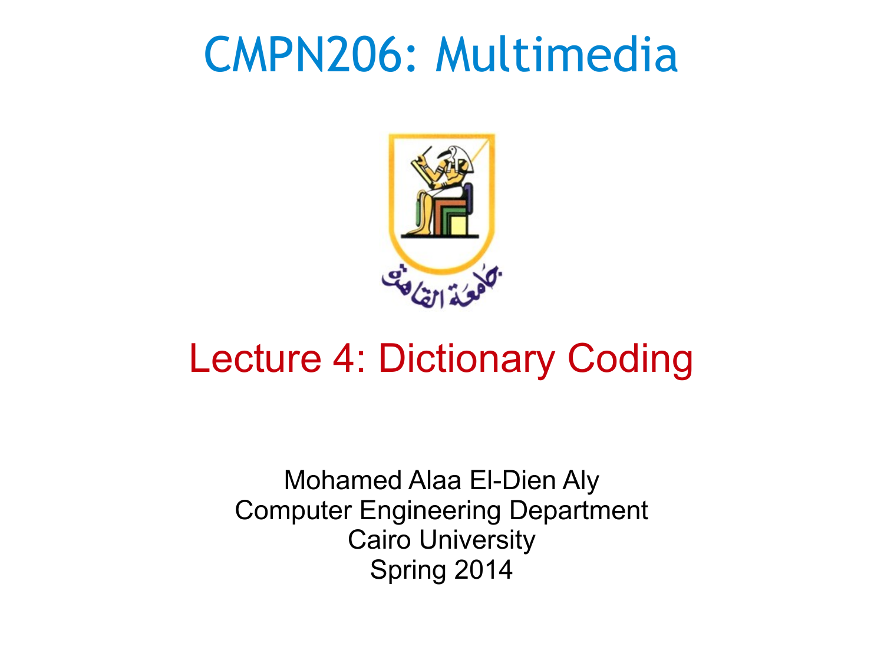# CMPN206: Multimedia

## Lecture 4: Dictionary Coding

Mohamed Alaa El-Dien Aly
Computer Engineering Department
Cairo University
Spring 2014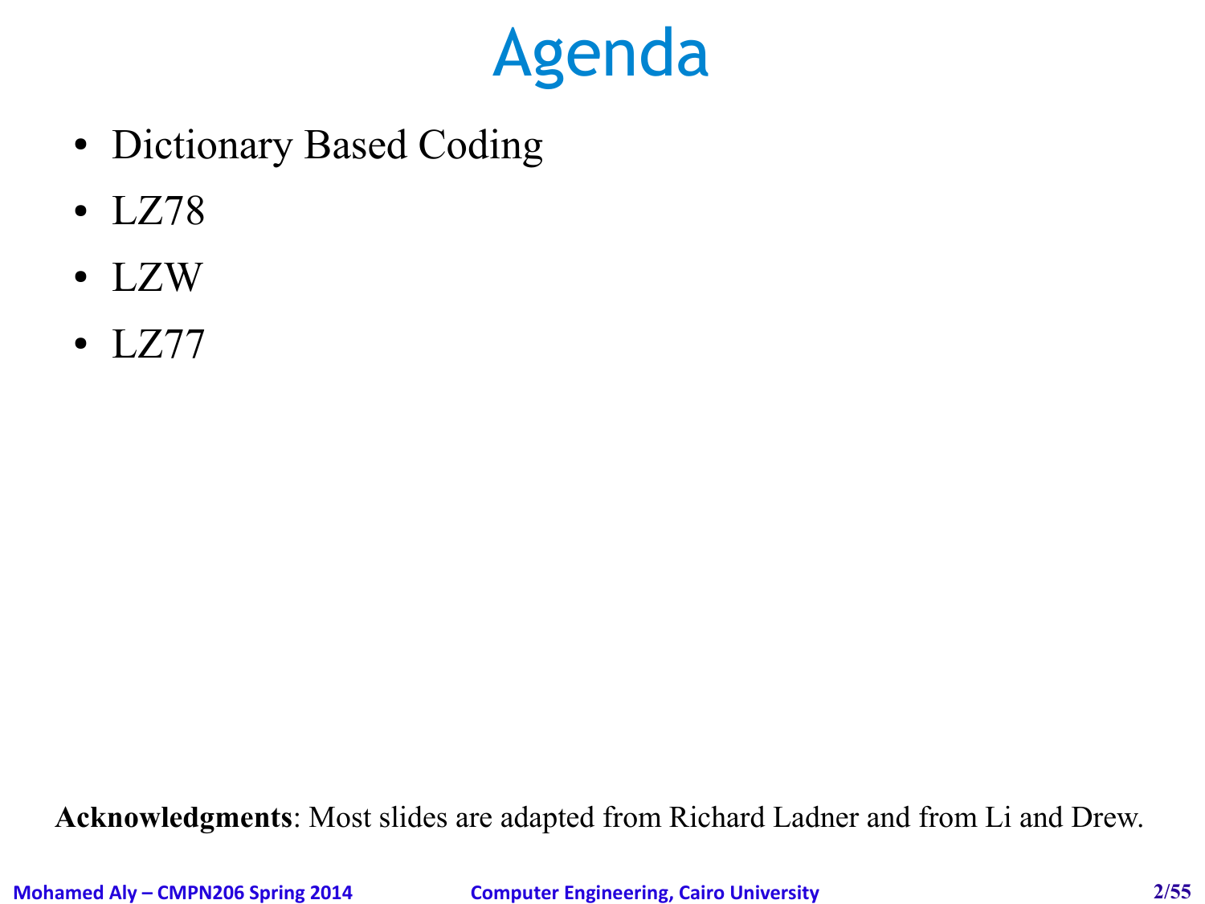# Agenda

- Dictionary Based Coding
- LZ78
- LZW
- LZ77

**Acknowledgments**: Most slides are adapted from Richard Ladner and from Li and Drew.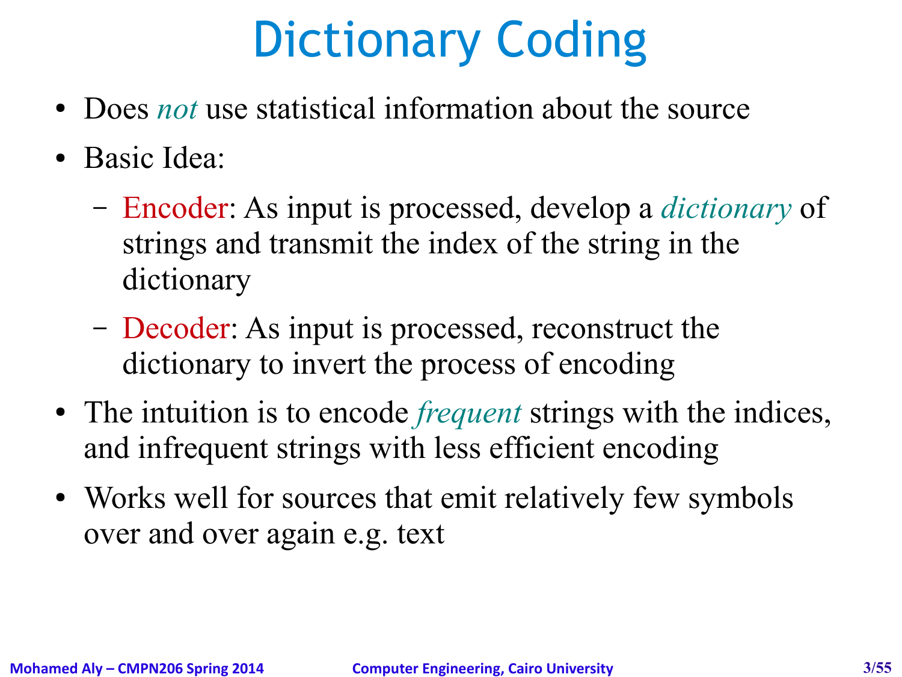# Dictionary Coding

- Does *not* use statistical information about the source
- Basic Idea:
  - Encoder: As input is processed, develop a *dictionary* of strings and transmit the index of the string in the dictionary
  - Decoder: As input is processed, reconstruct the dictionary to invert the process of encoding
- The intuition is to encode *frequent* strings with the indices, and infrequent strings with less efficient encoding
- Works well for sources that emit relatively few symbols over and over again e.g. text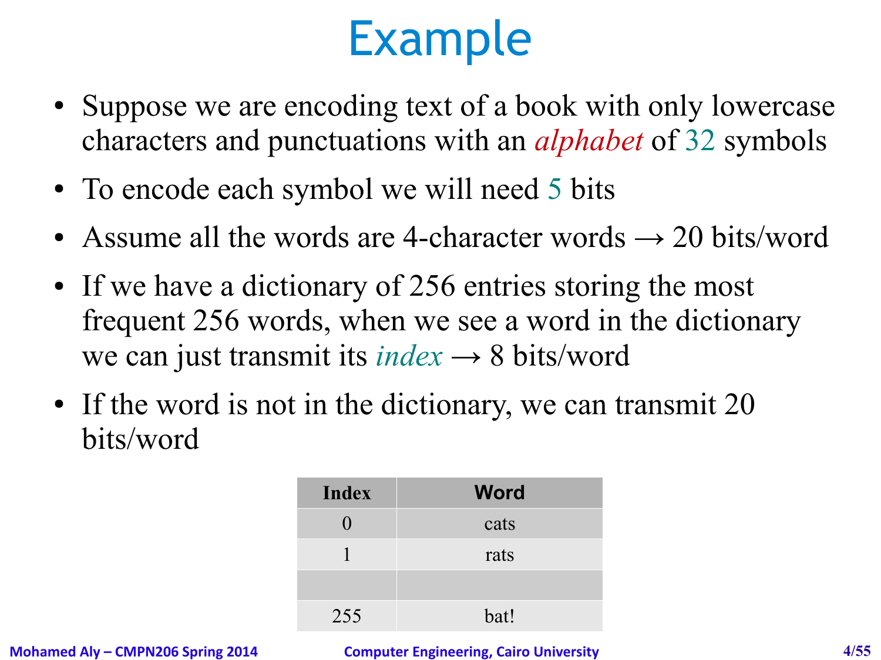# Example

- Suppose we are encoding text of a book with only lowercase characters and punctuations with an *alphabet* of 32 symbols
- To encode each symbol we will need 5 bits
- Assume all the words are 4-character words → 20 bits/word
- If we have a dictionary of 256 entries storing the most frequent 256 words, when we see a word in the dictionary we can just transmit its *index* → 8 bits/word
- If the word is not in the dictionary, we can transmit 20 bits/word

| Index | Word |
|---|---|
| 0 | cats |
| 1 | rats |
| | |
| 255 | bat! |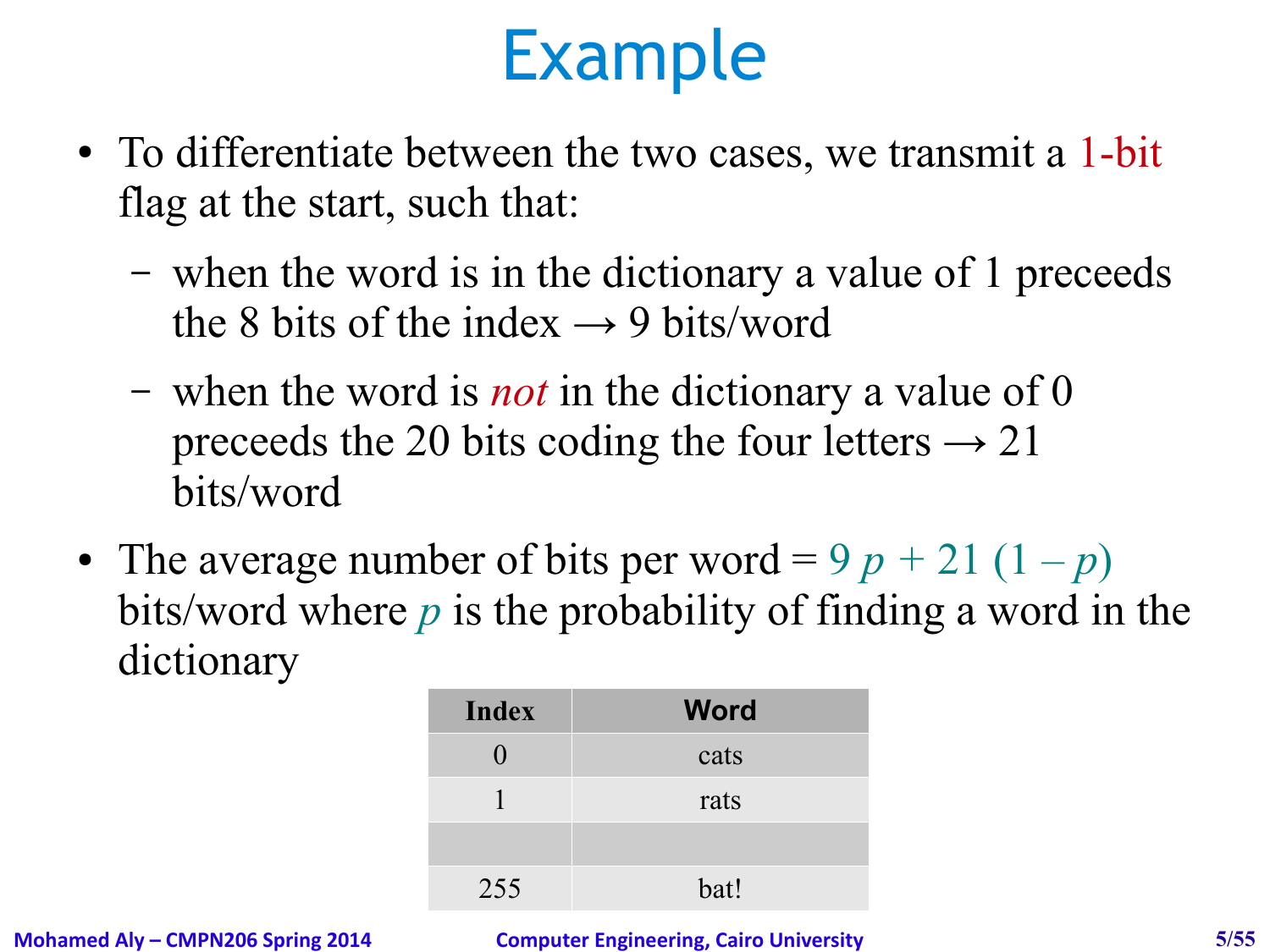# Example

- To differentiate between the two cases, we transmit a 1-bit flag at the start, such that:
  - when the word is in the dictionary a value of 1 preceeds the 8 bits of the index → 9 bits/word
  - when the word is *not* in the dictionary a value of 0 preceeds the 20 bits coding the four letters → 21 bits/word
- The average number of bits per word = $9p + 21(1 - p)$ bits/word where $p$ is the probability of finding a word in the dictionary

| Index | Word |
| --- | --- |
| 0 | cats |
| 1 | rats |
| | |
| 255 | bat! |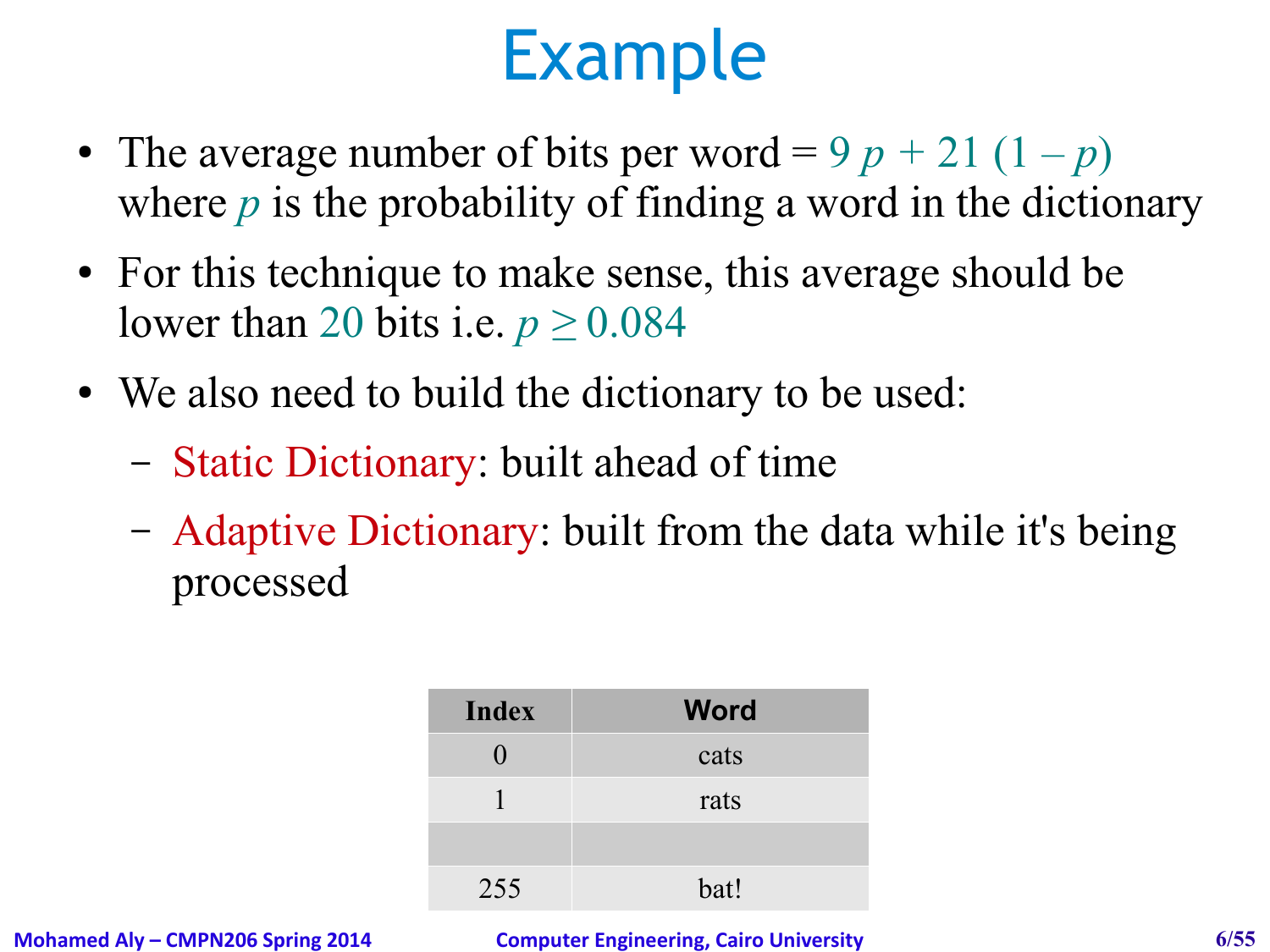# Example

- The average number of bits per word = $9\,p + 21\,(1 - p)$ where $p$ is the probability of finding a word in the dictionary
- For this technique to make sense, this average should be lower than 20 bits i.e. $p \geq 0.084$
- We also need to build the dictionary to be used:
  - Static Dictionary: built ahead of time
  - Adaptive Dictionary: built from the data while it's being processed

| Index | Word |
|---|---|
| 0 | cats |
| 1 | rats |
| | |
| 255 | bat! |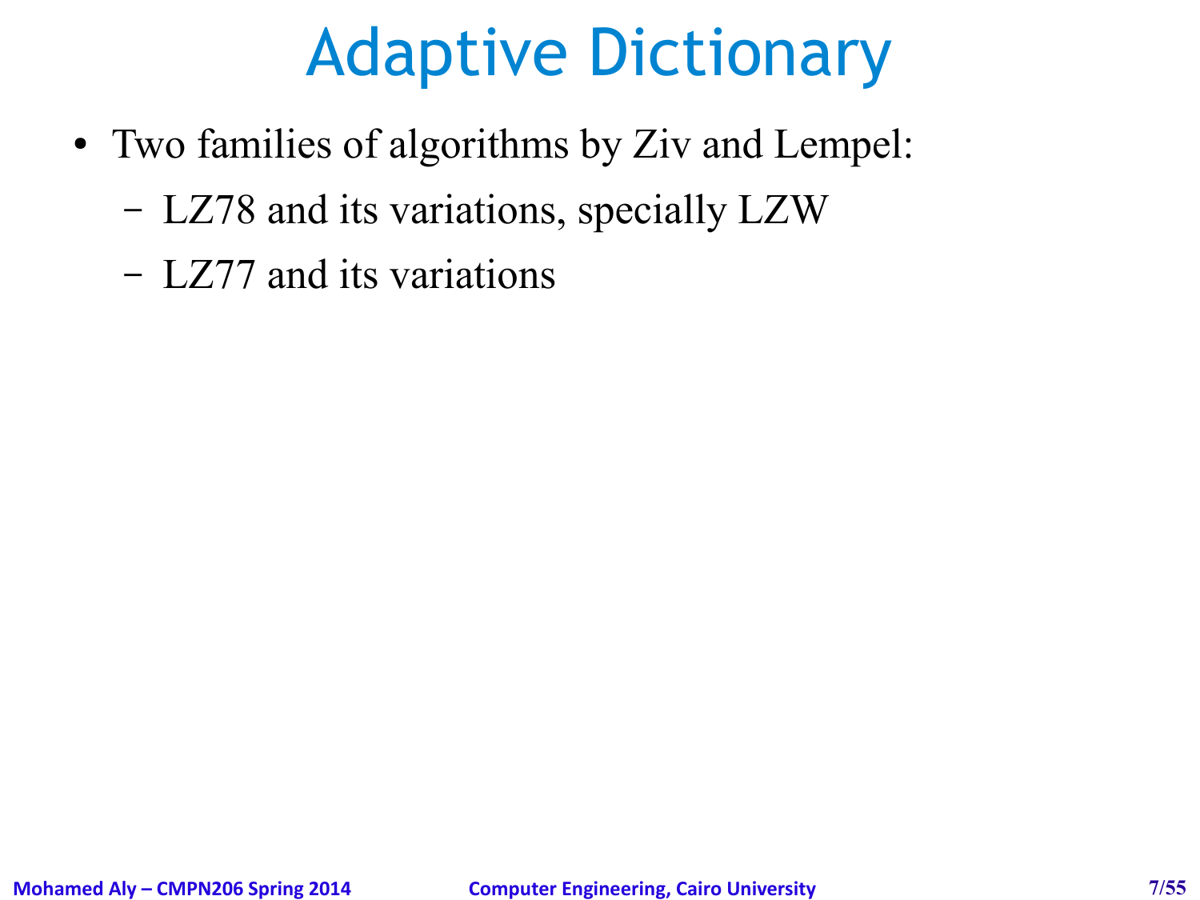# Adaptive Dictionary

- Two families of algorithms by Ziv and Lempel:
  - LZ78 and its variations, specially LZW
  - LZ77 and its variations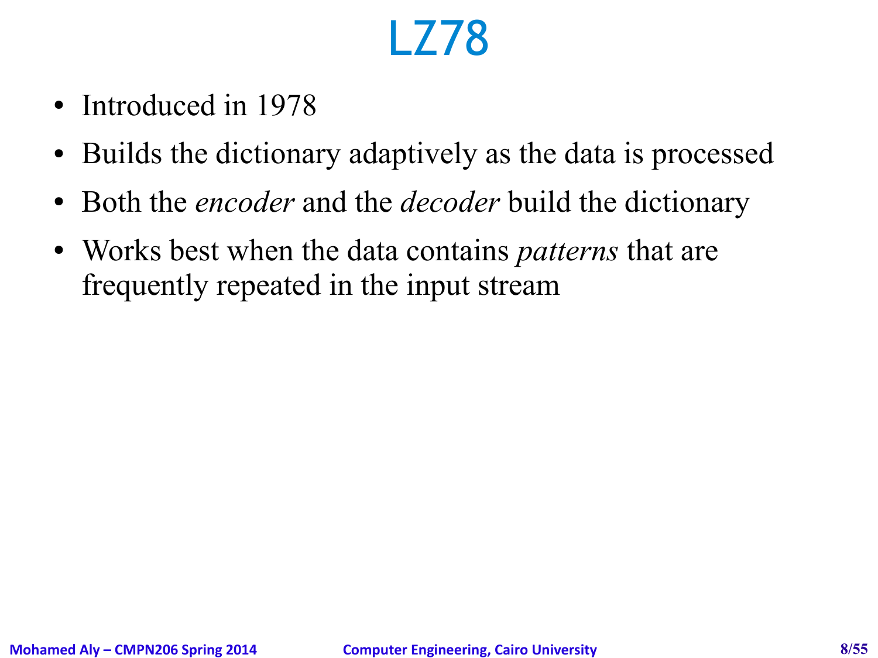# LZ78

- Introduced in 1978
- Builds the dictionary adaptively as the data is processed
- Both the *encoder* and the *decoder* build the dictionary
- Works best when the data contains *patterns* that are frequently repeated in the input stream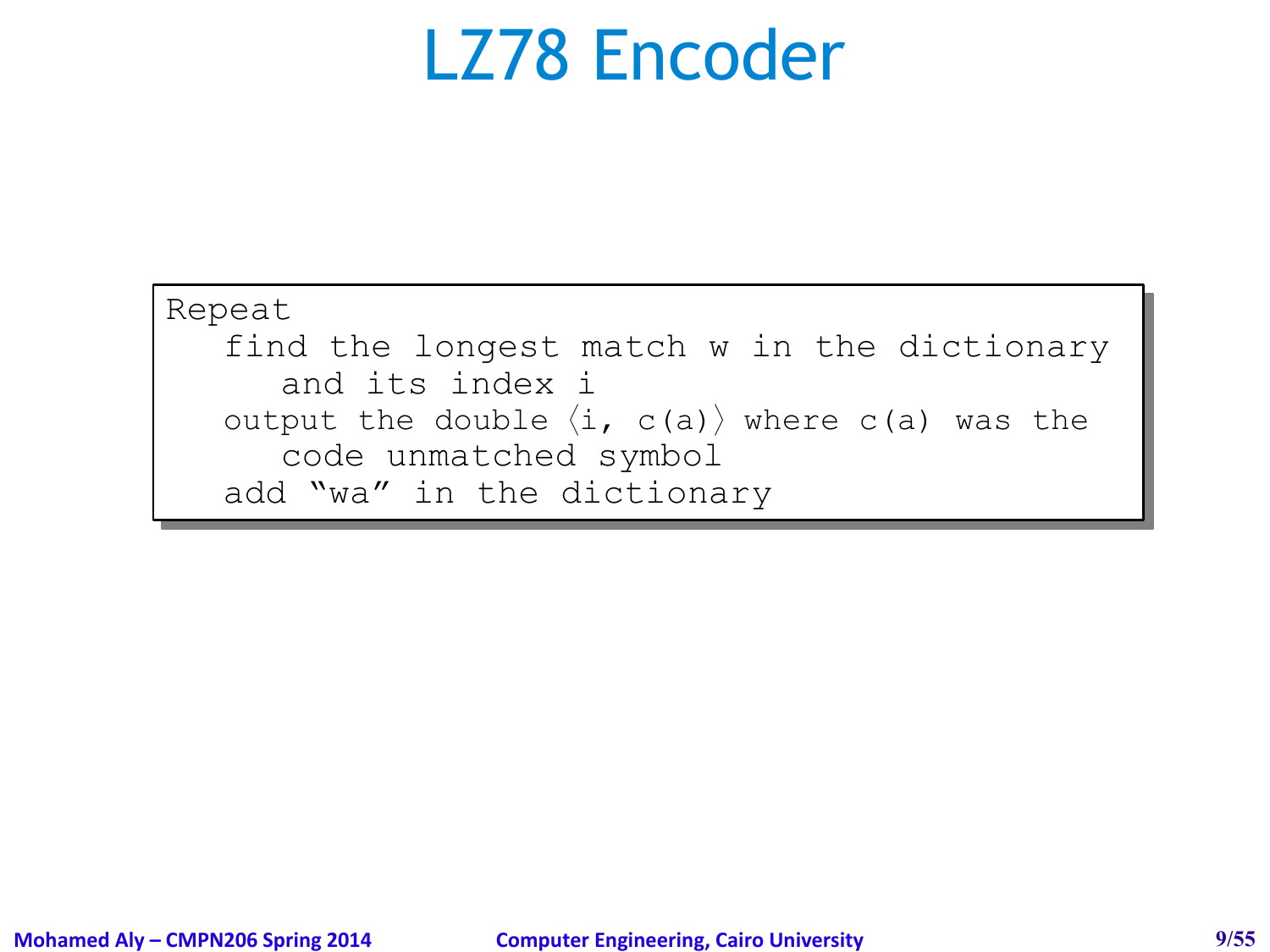# LZ78 Encoder

```
Repeat
   find the longest match w in the dictionary
      and its index i
   output the double ⟨i, c(a)⟩ where c(a) was the
      code unmatched symbol
   add "wa" in the dictionary
```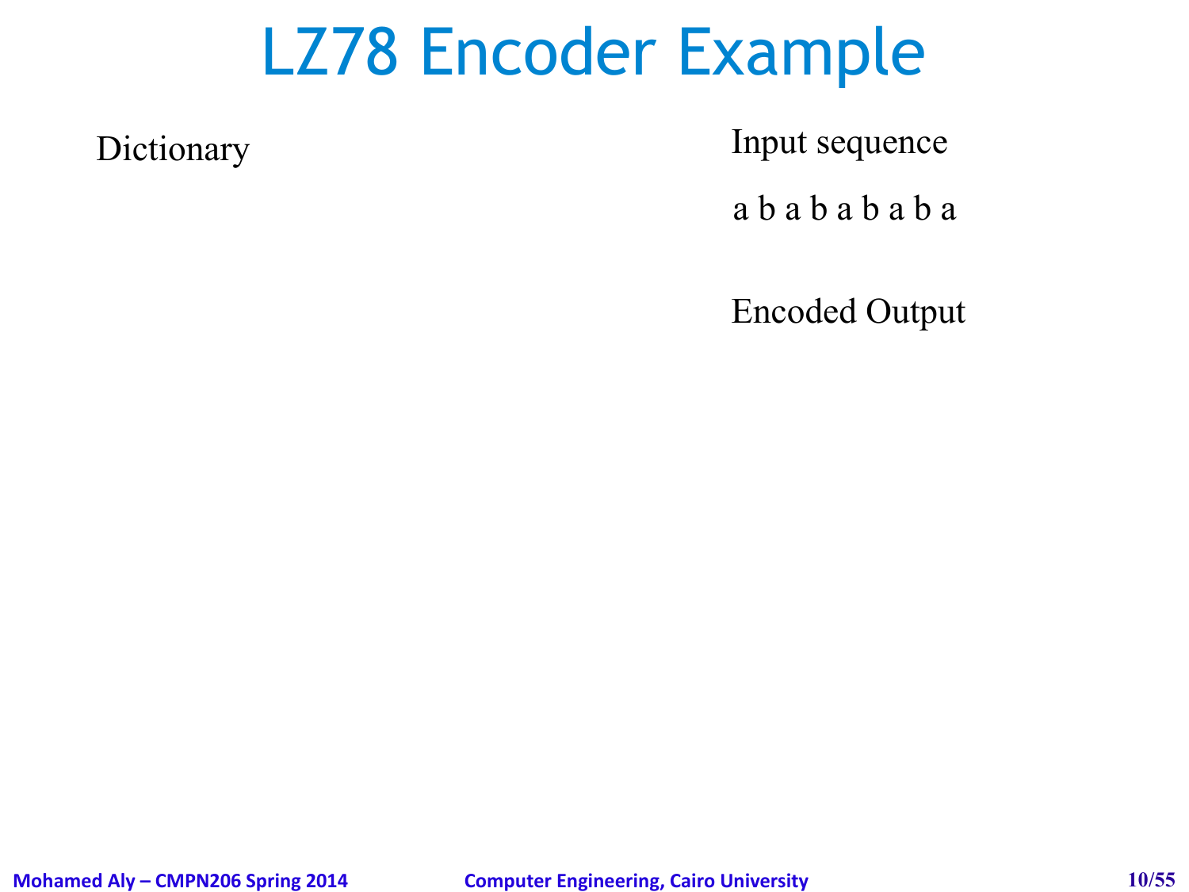# LZ78 Encoder Example

Dictionary

Input sequence

a b a b a b a b a

Encoded Output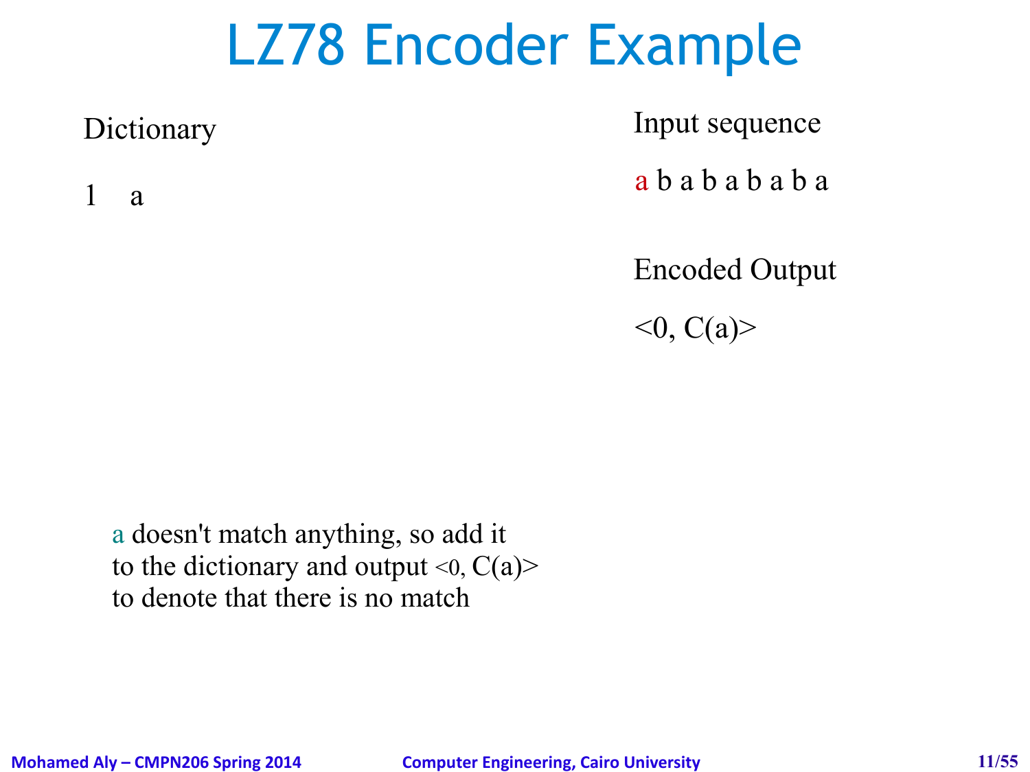# LZ78 Encoder Example

Dictionary

1 a

Input sequence

a b a b a b a b a

Encoded Output

<0, C(a)>

a doesn't match anything, so add it to the dictionary and output <0, C(a)> to denote that there is no match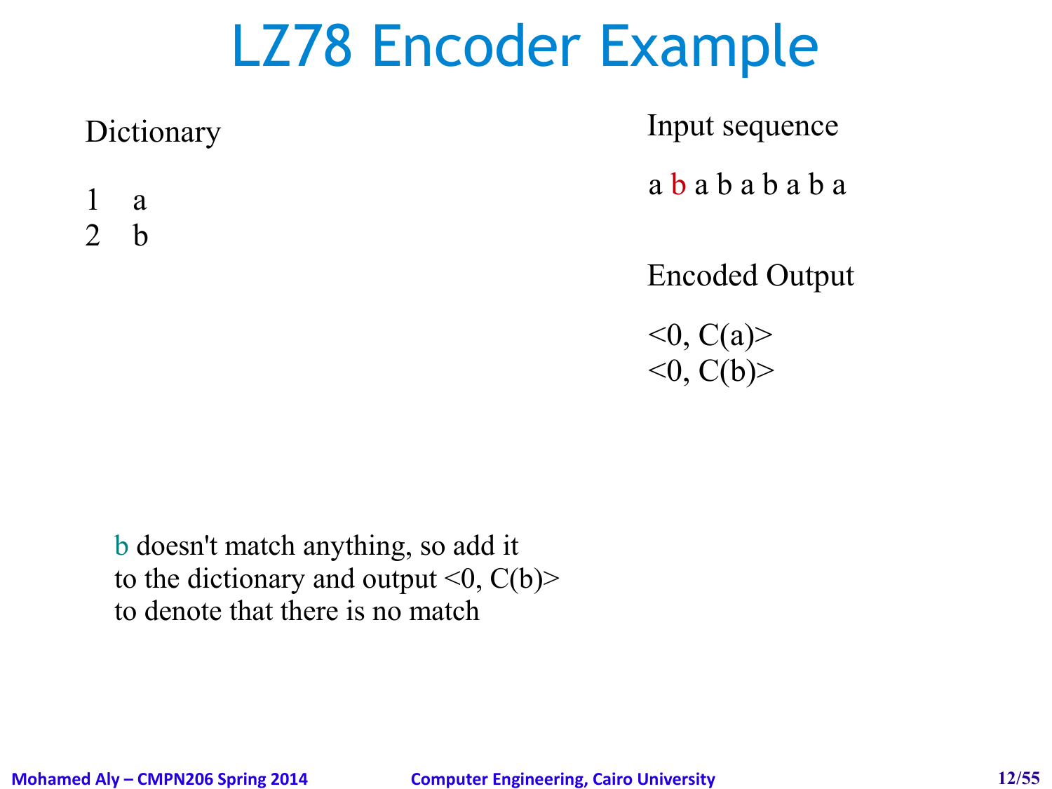# LZ78 Encoder Example

Dictionary

1 a
2 b

Input sequence

a b a b a b a b a

Encoded Output

<0, C(a)>
<0, C(b)>

b doesn't match anything, so add it to the dictionary and output <0, C(b)> to denote that there is no match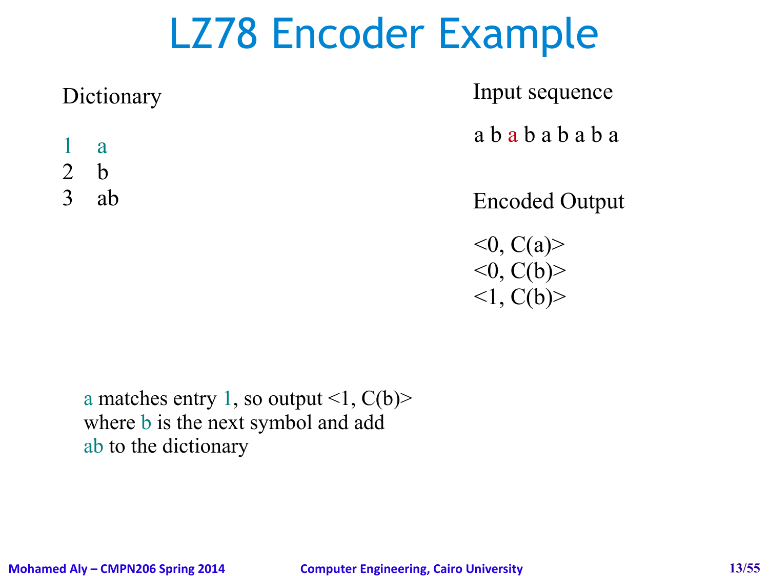# LZ78 Encoder Example

Dictionary

1 a
2 b
3 ab

Input sequence

a b a b a b a b a

Encoded Output

<0, C(a)>
<0, C(b)>
<1, C(b)>

a matches entry 1, so output <1, C(b)> where b is the next symbol and add ab to the dictionary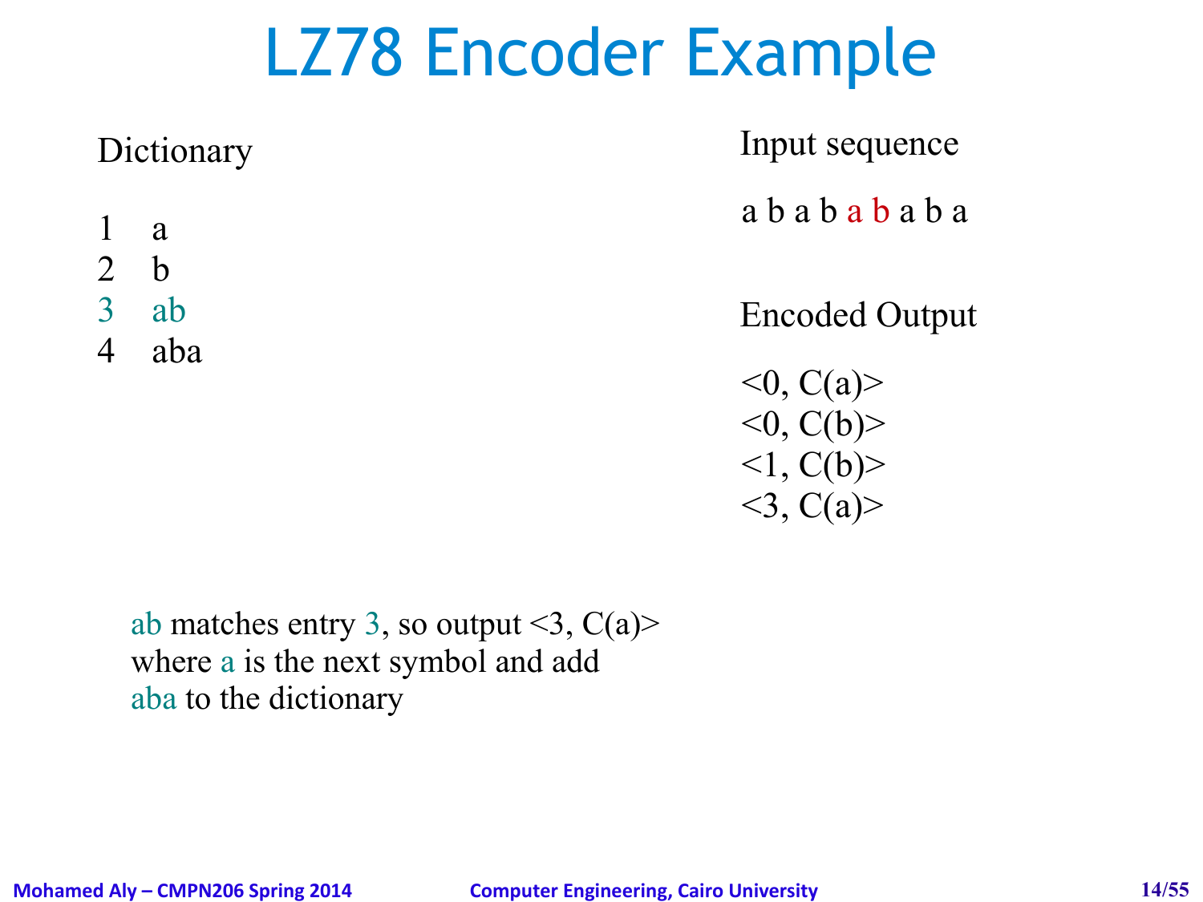# LZ78 Encoder Example

Dictionary

1 a
2 b
3 ab
4 aba

Input sequence

a b a b a b a b a

Encoded Output

<0, C(a)>
<0, C(b)>
<1, C(b)>
<3, C(a)>

ab matches entry 3, so output <3, C(a)> where a is the next symbol and add aba to the dictionary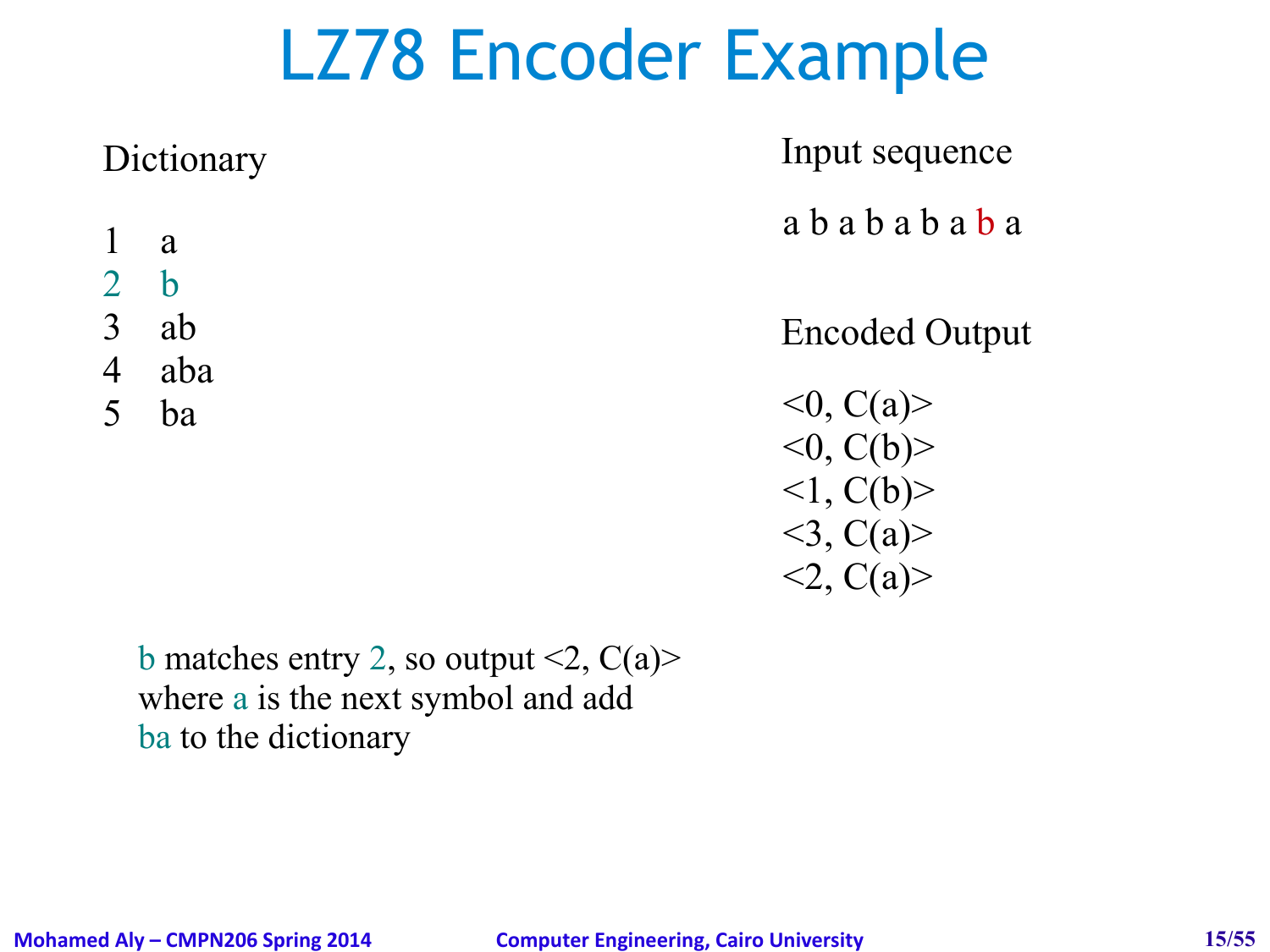# LZ78 Encoder Example

Dictionary

1 a
2 b
3 ab
4 aba
5 ba

Input sequence

a b a b a b a b a

Encoded Output

<0, C(a)>
<0, C(b)>
<1, C(b)>
<3, C(a)>
<2, C(a)>

b matches entry 2, so output <2, C(a)> where a is the next symbol and add ba to the dictionary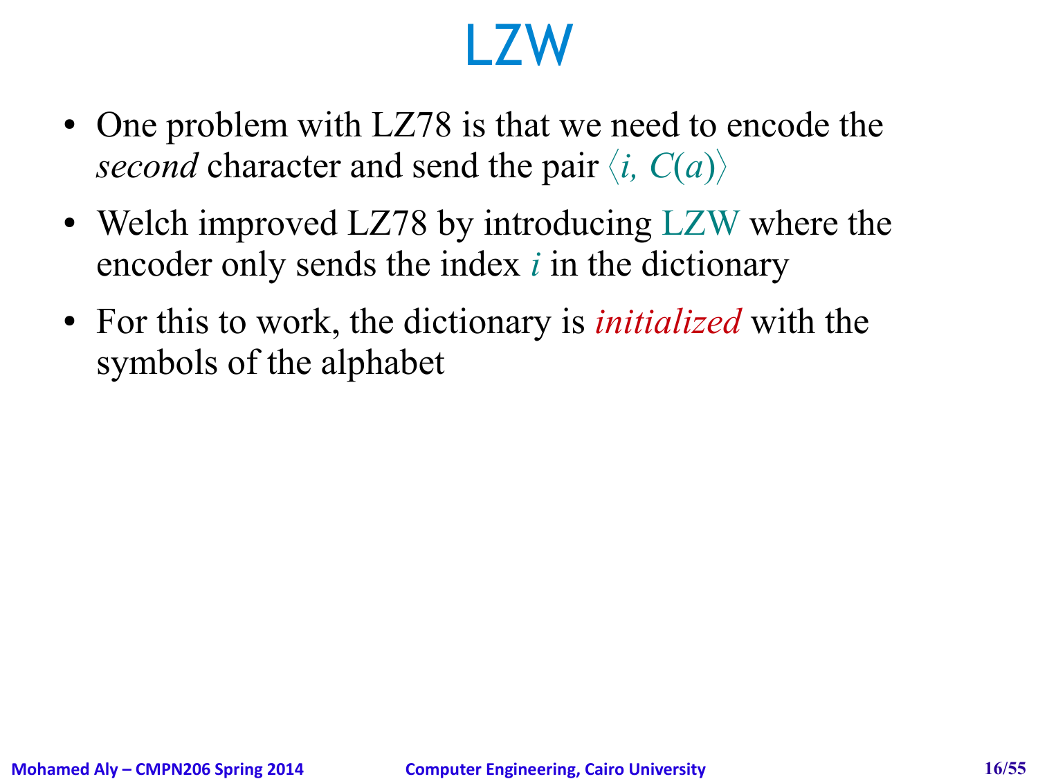# LZW

- One problem with LZ78 is that we need to encode the *second* character and send the pair $\langle i, C(a) \rangle$
- Welch improved LZ78 by introducing LZW where the encoder only sends the index $i$ in the dictionary
- For this to work, the dictionary is *initialized* with the symbols of the alphabet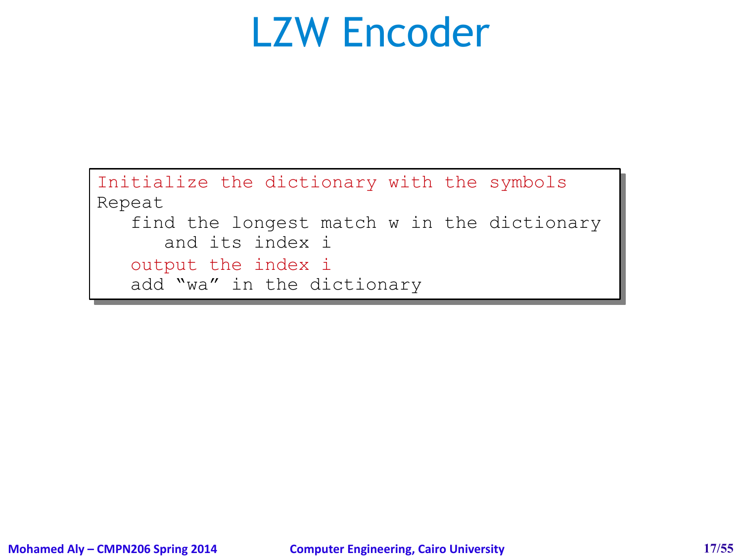# LZW Encoder

```
Initialize the dictionary with the symbols
Repeat
   find the longest match w in the dictionary
      and its index i
   output the index i
   add "wa" in the dictionary
```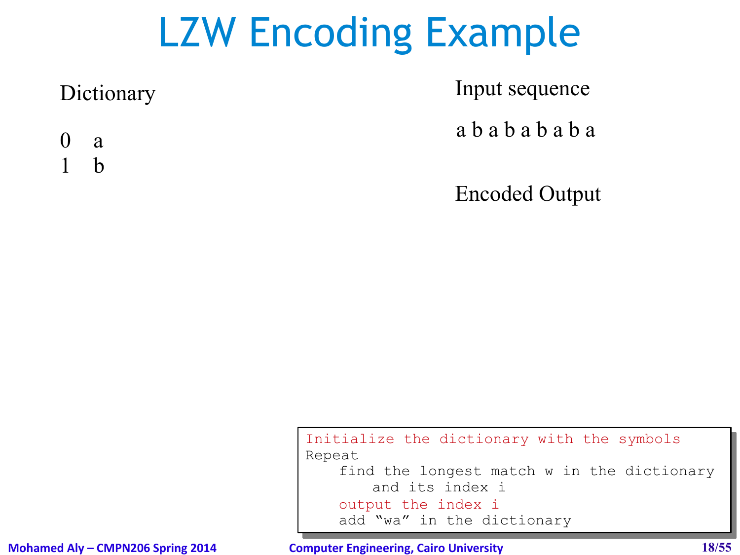# LZW Encoding Example

Dictionary

0 a
1 b

Input sequence

a b a b a b a b a

Encoded Output

```
Initialize the dictionary with the symbols
Repeat
    find the longest match w in the dictionary
        and its index i
    output the index i
    add "wa" in the dictionary
```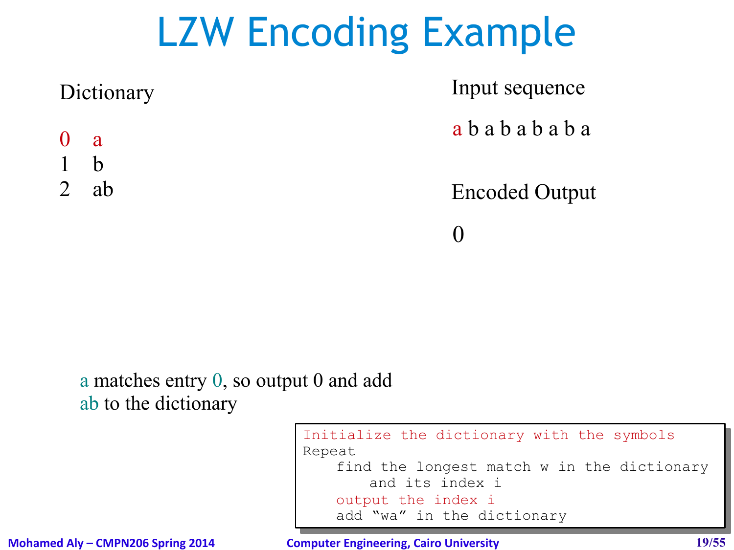# LZW Encoding Example

Dictionary

| | |
|---|---|
| 0 | a |
| 1 | b |
| 2 | ab |

Input sequence

a b a b a b a b a

Encoded Output

0

a matches entry 0, so output 0 and add ab to the dictionary

```
Initialize the dictionary with the symbols
Repeat
    find the longest match w in the dictionary
        and its index i
    output the index i
    add "wa" in the dictionary
```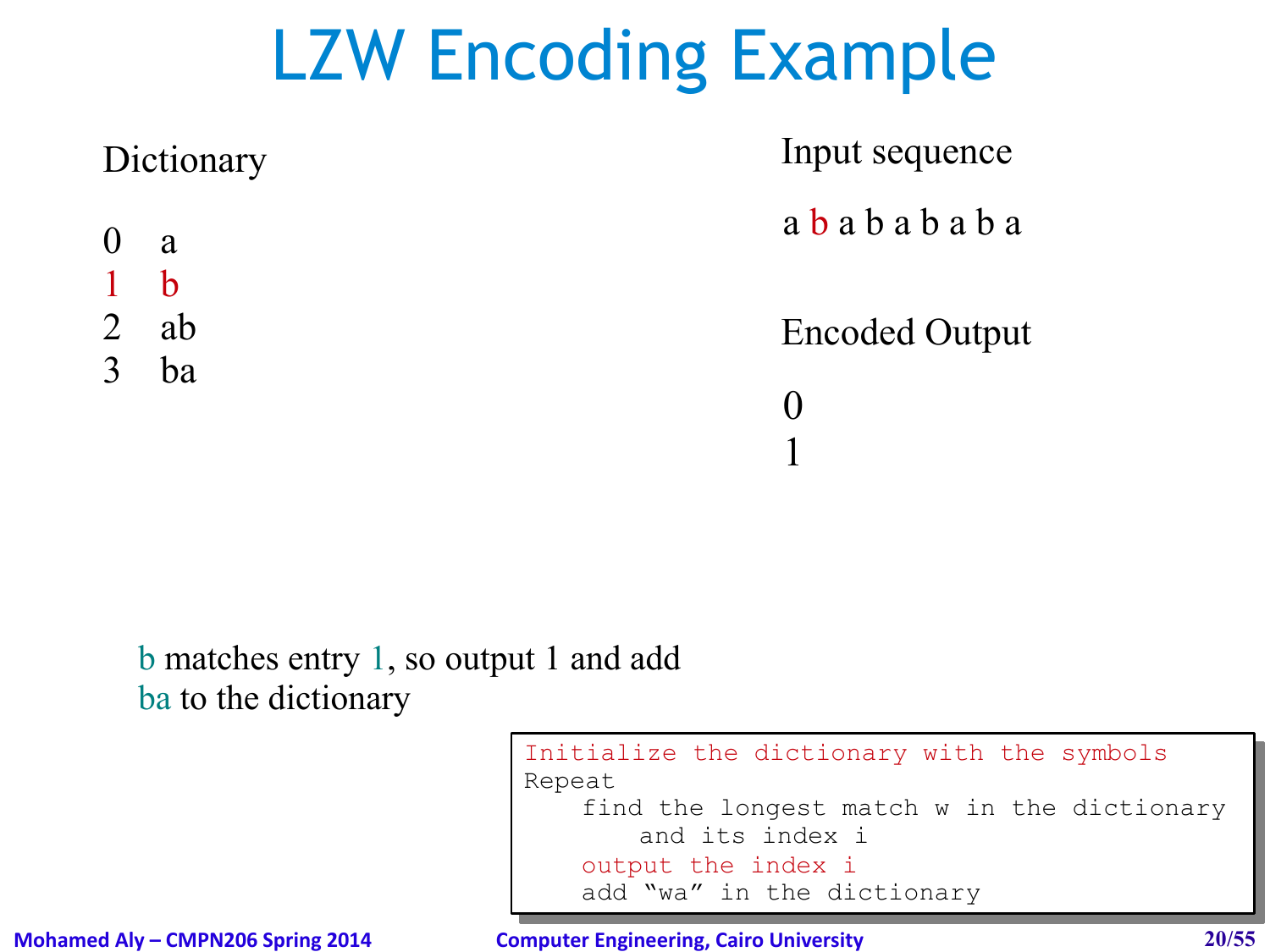# LZW Encoding Example

Dictionary

0 a
1 b
2 ab
3 ba

Input sequence

a b a b a b a b a

Encoded Output

0
1

b matches entry 1, so output 1 and add ba to the dictionary

```
Initialize the dictionary with the symbols
Repeat
    find the longest match w in the dictionary
        and its index i
    output the index i
    add "wa" in the dictionary
```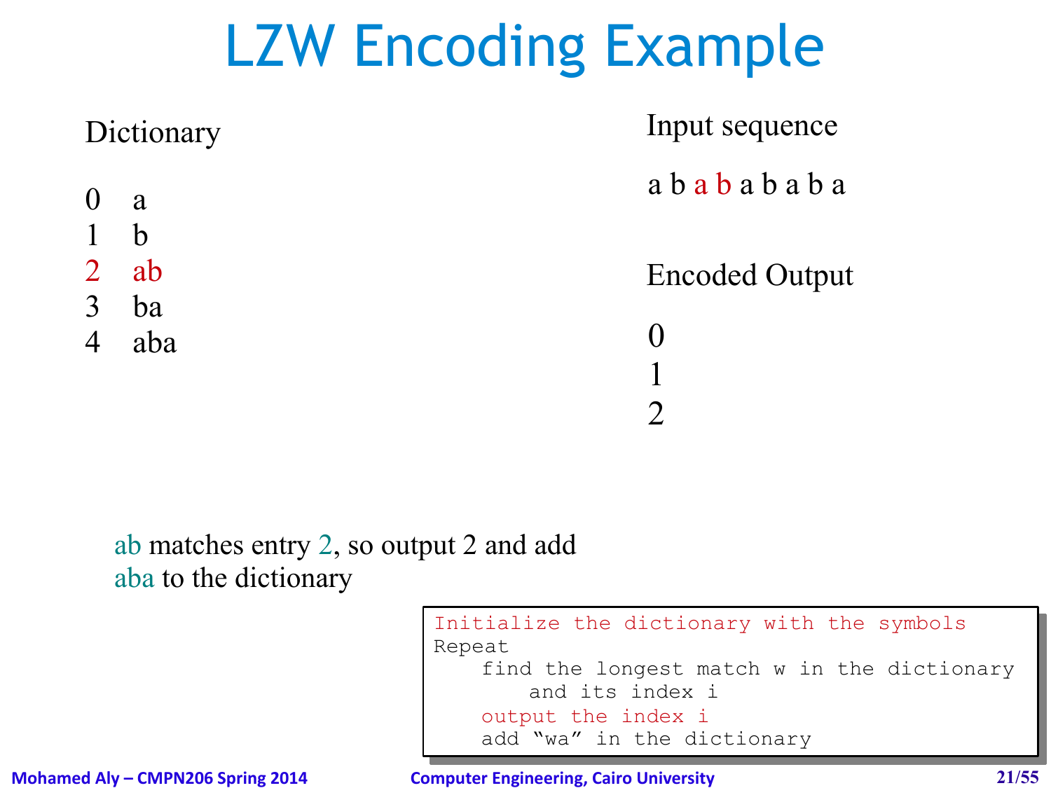# LZW Encoding Example

**Dictionary**

| Index | Entry |
|---|---|
| 0 | a |
| 1 | b |
| 2 | ab |
| 3 | ba |
| 4 | aba |

**Input sequence**

a b a b a b a b a

**Encoded Output**

0
1
2

ab matches entry 2, so output 2 and add aba to the dictionary

```
Initialize the dictionary with the symbols
Repeat
    find the longest match w in the dictionary
        and its index i
    output the index i
    add "wa" in the dictionary
```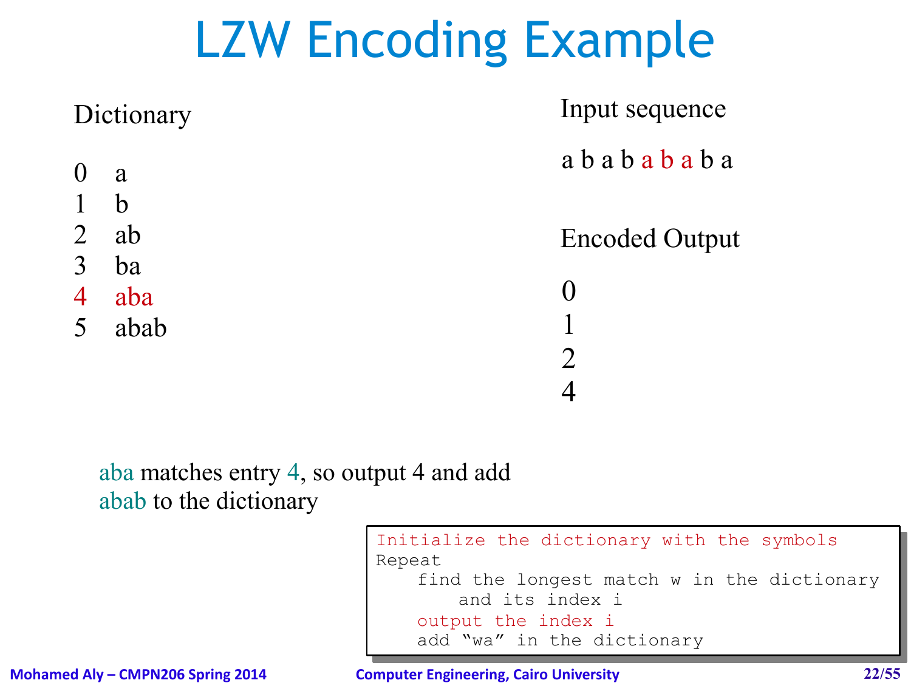# LZW Encoding Example

Dictionary

| | |
|---|---|
| 0 | a |
| 1 | b |
| 2 | ab |
| 3 | ba |
| 4 | aba |
| 5 | abab |

Input sequence

a b a b a b a b a

Encoded Output

0
1
2
4

aba matches entry 4, so output 4 and add abab to the dictionary

```
Initialize the dictionary with the symbols
Repeat
    find the longest match w in the dictionary
        and its index i
    output the index i
    add "wa" in the dictionary
```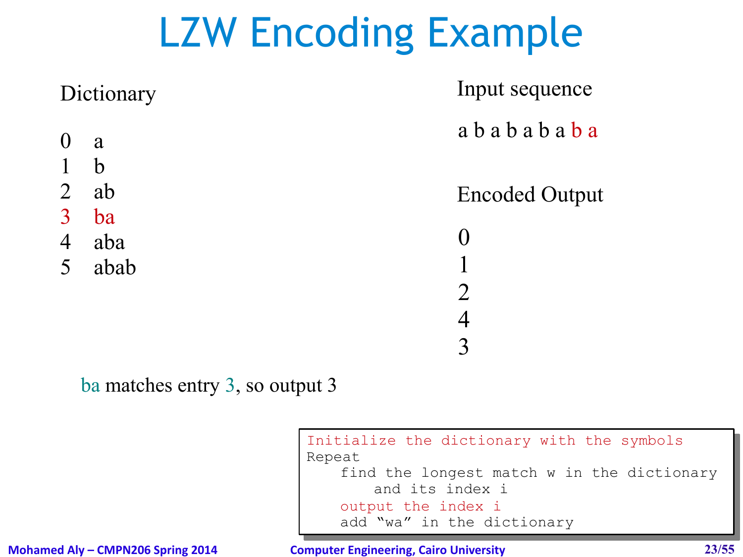# LZW Encoding Example

**Dictionary**

| | |
|---|---|
| 0 | a |
| 1 | b |
| 2 | ab |
| 3 | ba |
| 4 | aba |
| 5 | abab |

**Input sequence**

a b a b a b a b a

**Encoded Output**

0
1
2
4
3

ba matches entry 3, so output 3

```
Initialize the dictionary with the symbols
Repeat
    find the longest match w in the dictionary
        and its index i
    output the index i
    add "wa" in the dictionary
```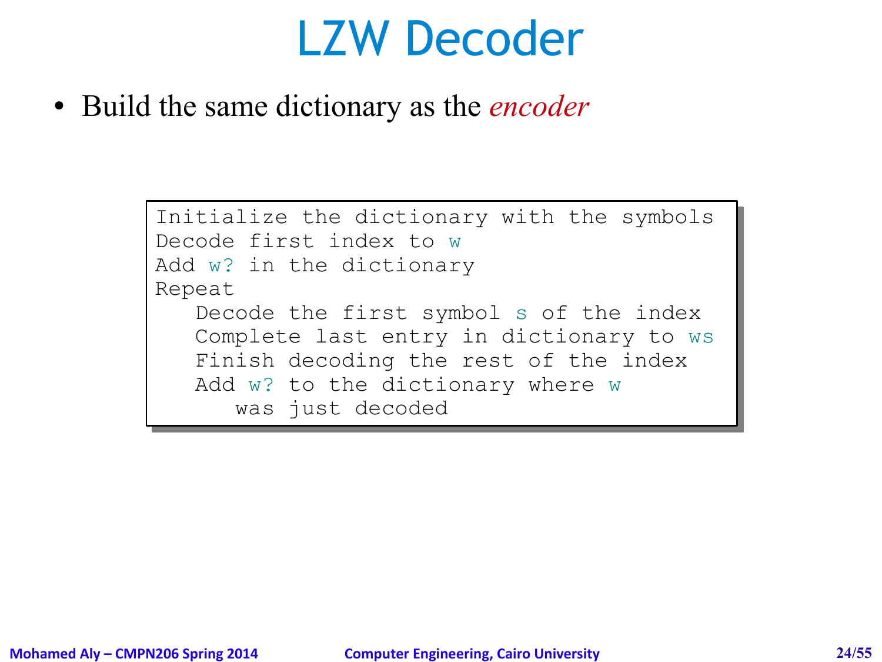# LZW Decoder

- Build the same dictionary as the *encoder*

```
Initialize the dictionary with the symbols
Decode first index to w
Add w? in the dictionary
Repeat
   Decode the first symbol s of the index
   Complete last entry in dictionary to ws
   Finish decoding the rest of the index
   Add w? to the dictionary where w
      was just decoded
```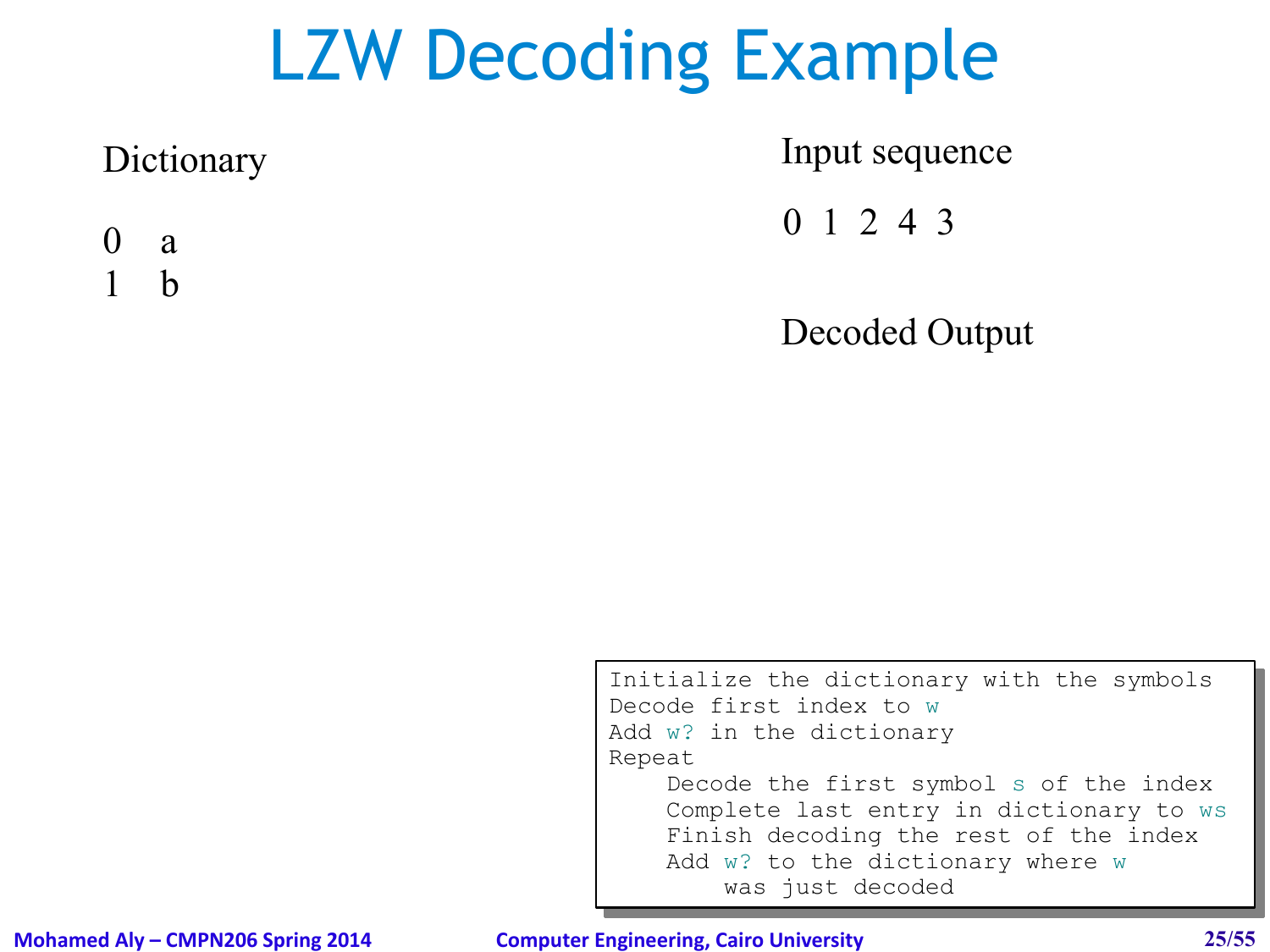# LZW Decoding Example

Dictionary

0 a
1 b

Input sequence

0 1 2 4 3

Decoded Output

```
Initialize the dictionary with the symbols
Decode first index to w
Add w? in the dictionary
Repeat
    Decode the first symbol s of the index
    Complete last entry in dictionary to ws
    Finish decoding the rest of the index
    Add w? to the dictionary where w
        was just decoded
```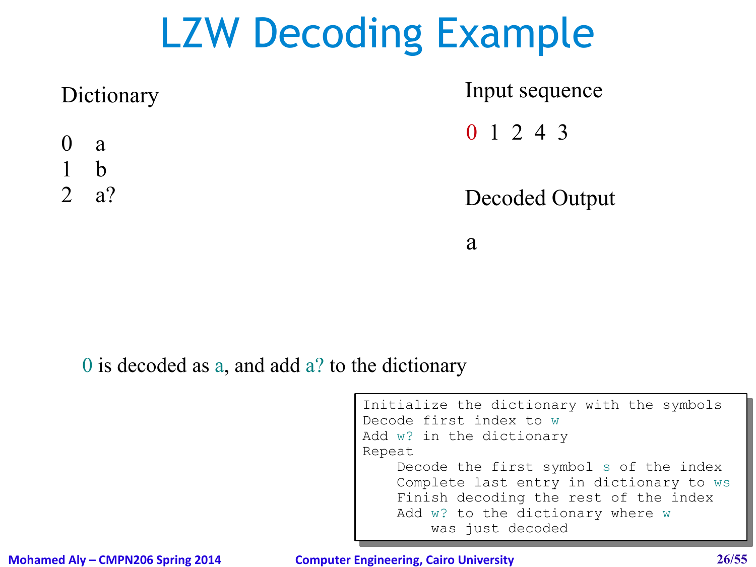# LZW Decoding Example

Dictionary

0 a
1 b
2 a?

Input sequence

0 1 2 4 3

Decoded Output

a

0 is decoded as a, and add a? to the dictionary

```
Initialize the dictionary with the symbols
Decode first index to w
Add w? in the dictionary
Repeat
    Decode the first symbol s of the index
    Complete last entry in dictionary to ws
    Finish decoding the rest of the index
    Add w? to the dictionary where w
        was just decoded
```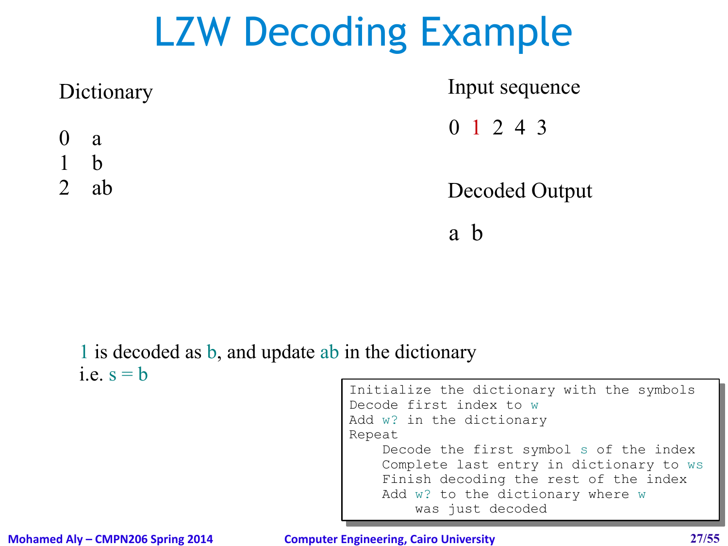# LZW Decoding Example

Dictionary

0 a
1 b
2 ab

Input sequence

0 1 2 4 3

Decoded Output

a b

1 is decoded as b, and update ab in the dictionary
i.e. s = b

```
Initialize the dictionary with the symbols
Decode first index to w
Add w? in the dictionary
Repeat
    Decode the first symbol s of the index
    Complete last entry in dictionary to ws
    Finish decoding the rest of the index
    Add w? to the dictionary where w
        was just decoded
```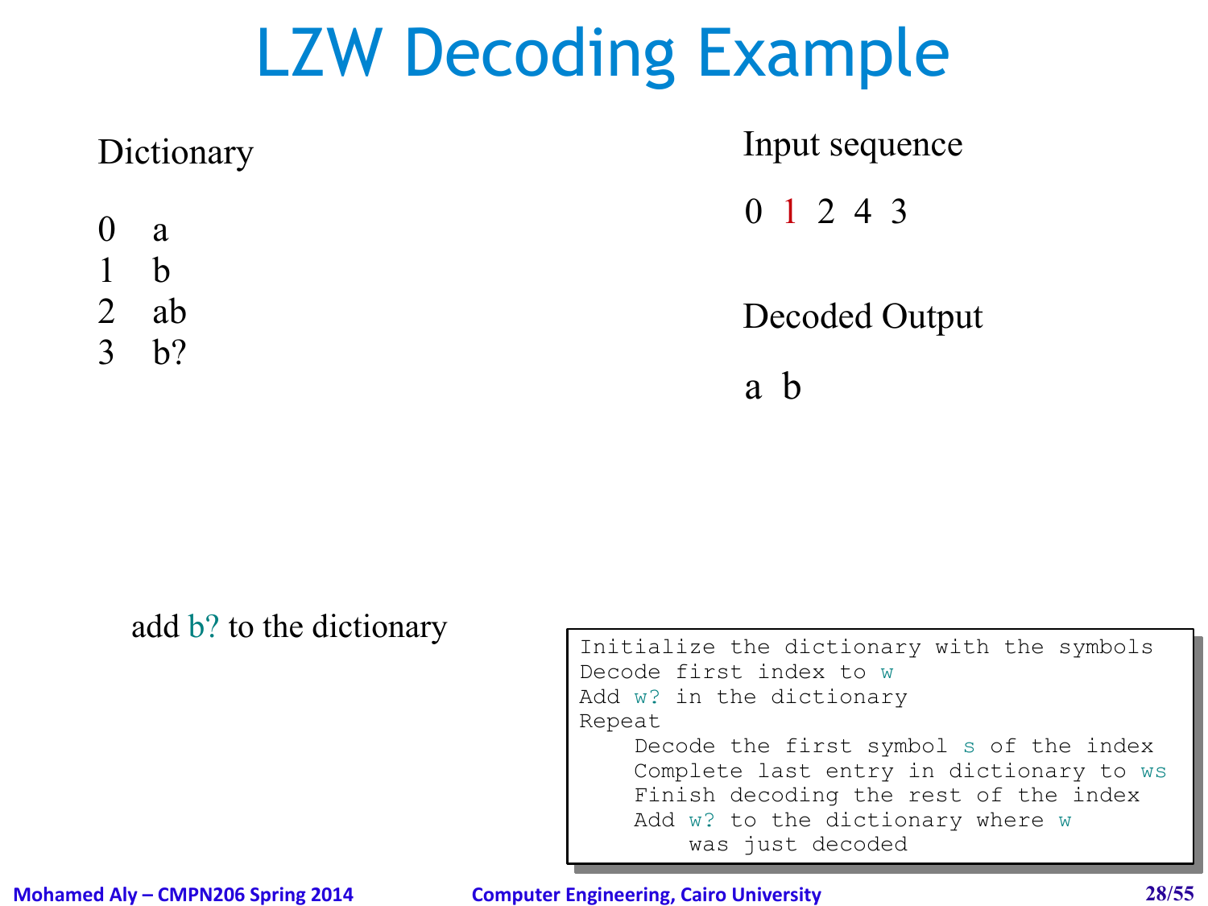# LZW Decoding Example

Dictionary

| | |
|---|---|
| 0 | a |
| 1 | b |
| 2 | ab |
| 3 | b? |

Input sequence

0 1 2 4 3

Decoded Output

a b

add b? to the dictionary

```
Initialize the dictionary with the symbols
Decode first index to w
Add w? in the dictionary
Repeat
    Decode the first symbol s of the index
    Complete last entry in dictionary to ws
    Finish decoding the rest of the index
    Add w? to the dictionary where w
        was just decoded
```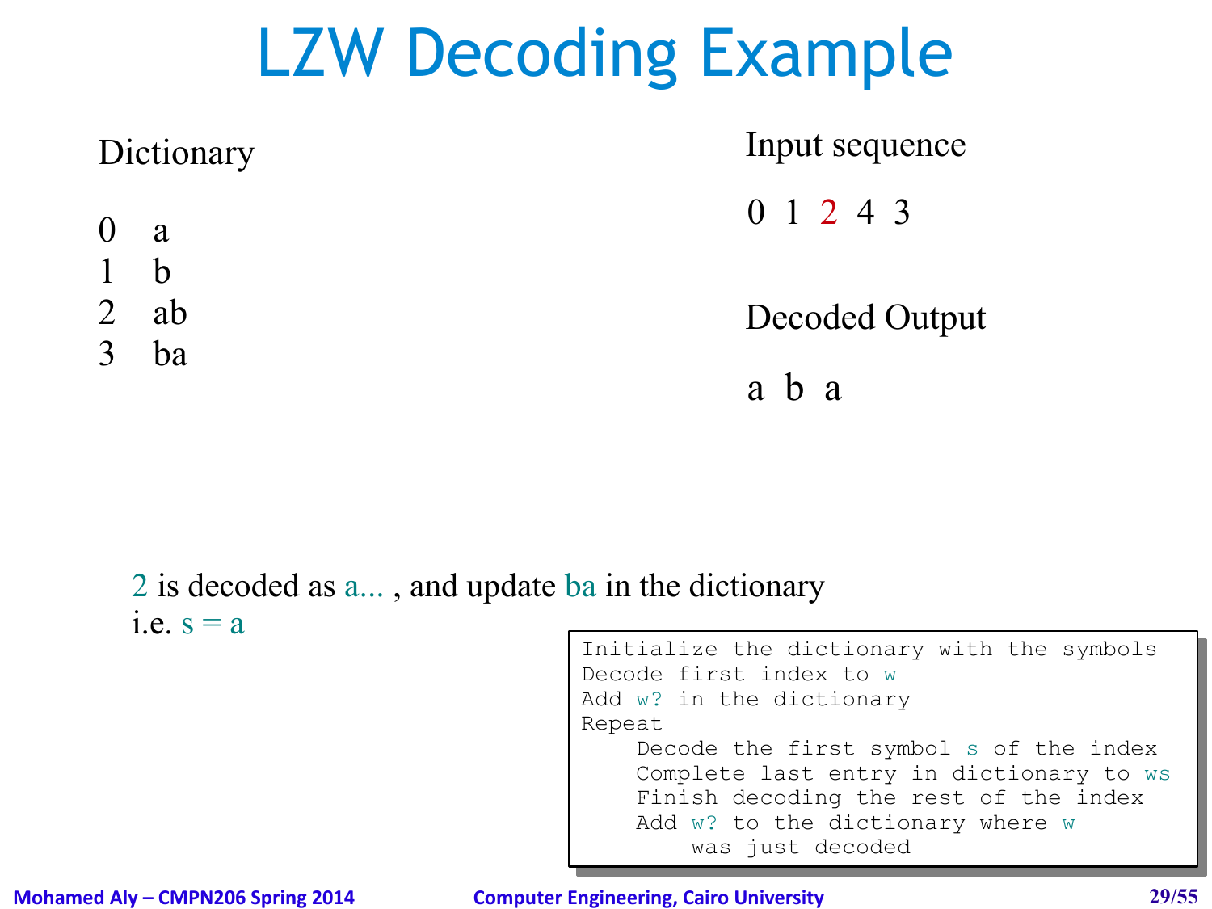# LZW Decoding Example

Dictionary

0 a
1 b
2 ab
3 ba

Input sequence

0 1 2 4 3

Decoded Output

a b a

2 is decoded as a... , and update ba in the dictionary
i.e. s = a

```
Initialize the dictionary with the symbols
Decode first index to w
Add w? in the dictionary
Repeat
    Decode the first symbol s of the index
    Complete last entry in dictionary to ws
    Finish decoding the rest of the index
    Add w? to the dictionary where w
        was just decoded
```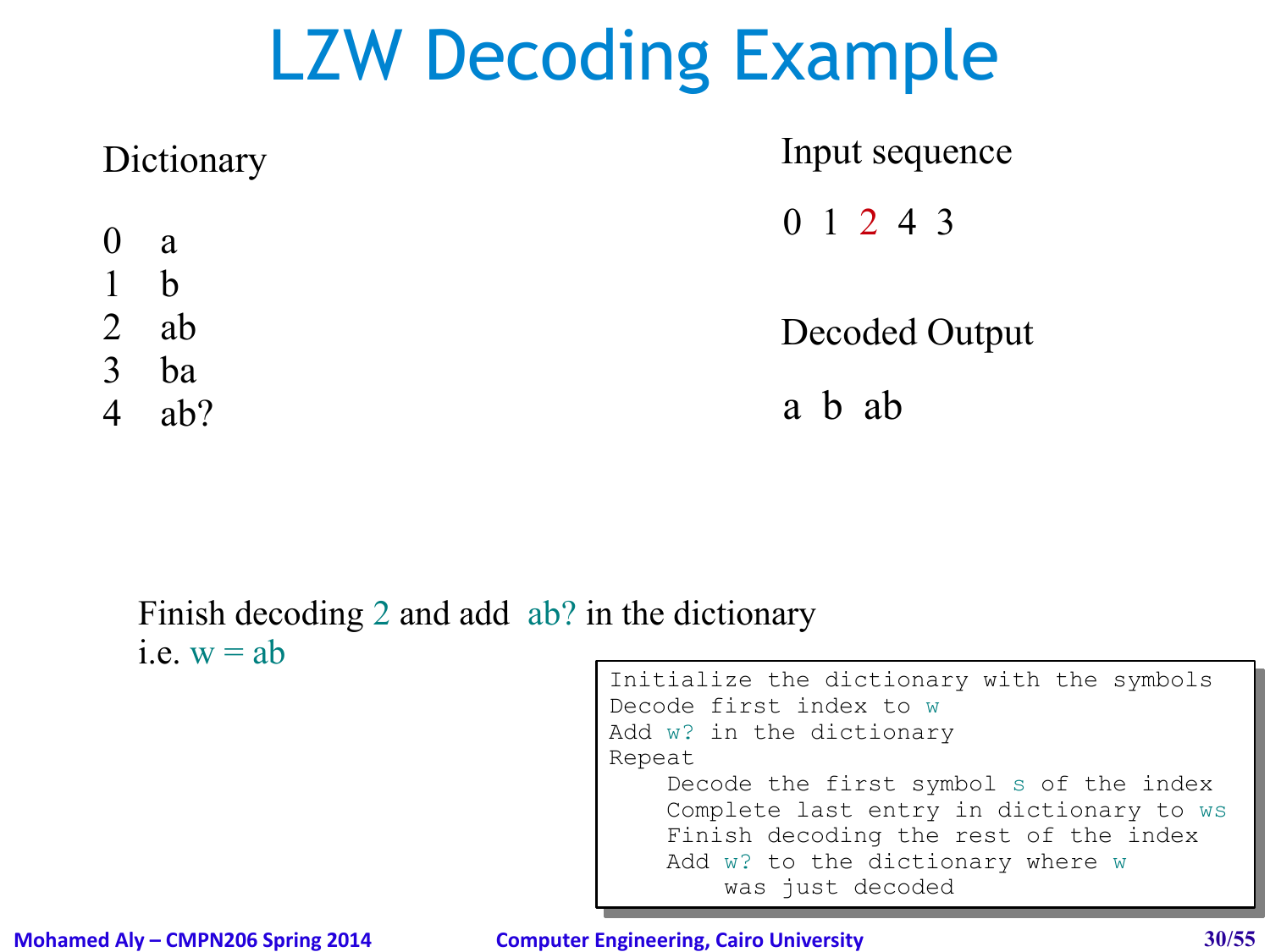# LZW Decoding Example

**Dictionary**

0 a
1 b
2 ab
3 ba
4 ab?

**Input sequence**

0 1 2 4 3

**Decoded Output**

a b ab

Finish decoding 2 and add ab? in the dictionary
i.e. w = ab

```
Initialize the dictionary with the symbols
Decode first index to w
Add w? in the dictionary
Repeat
    Decode the first symbol s of the index
    Complete last entry in dictionary to ws
    Finish decoding the rest of the index
    Add w? to the dictionary where w
        was just decoded
```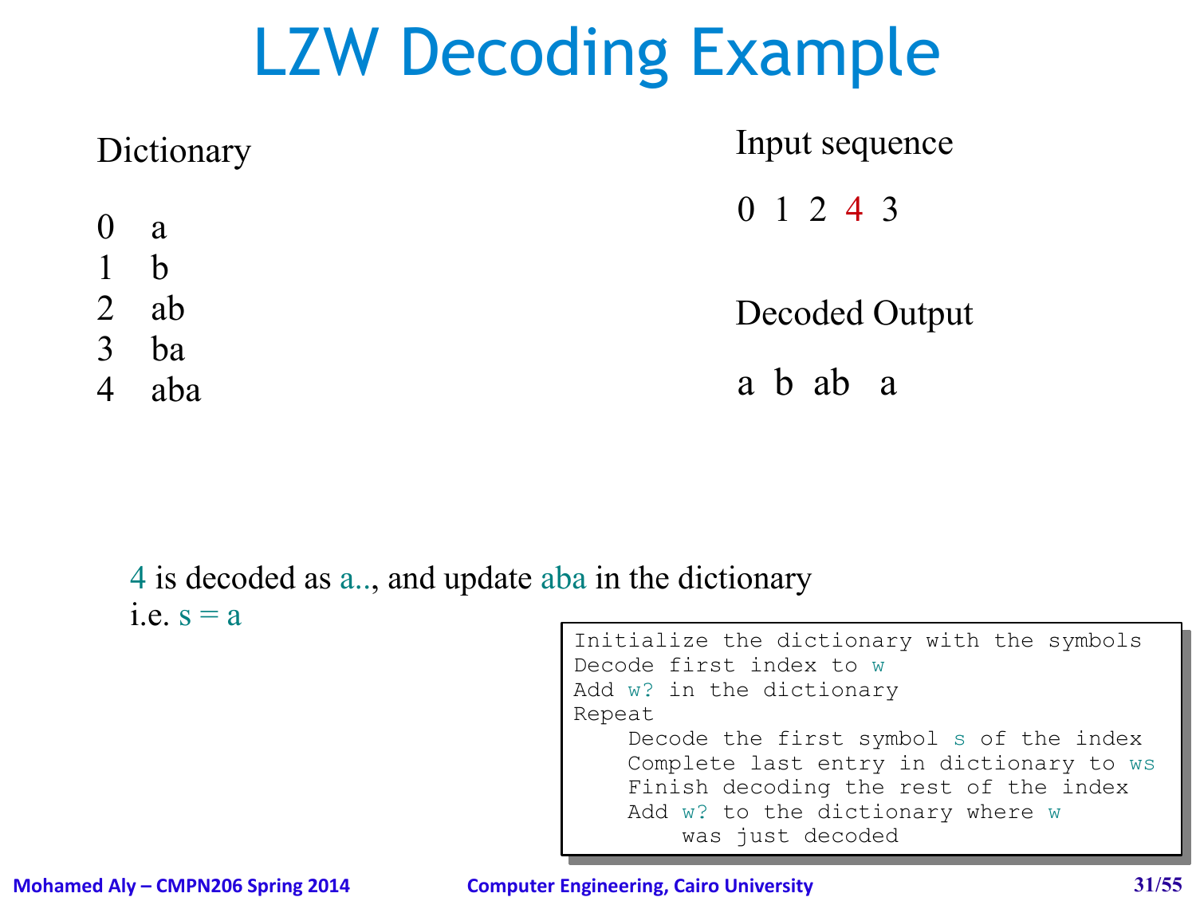# LZW Decoding Example

Dictionary

| | |
|---|---|
| 0 | a |
| 1 | b |
| 2 | ab |
| 3 | ba |
| 4 | aba |

Input sequence

0 1 2 4 3

Decoded Output

a b ab a

4 is decoded as a.., and update aba in the dictionary
i.e. s = a

```
Initialize the dictionary with the symbols
Decode first index to w
Add w? in the dictionary
Repeat
    Decode the first symbol s of the index
    Complete last entry in dictionary to ws
    Finish decoding the rest of the index
    Add w? to the dictionary where w
        was just decoded
```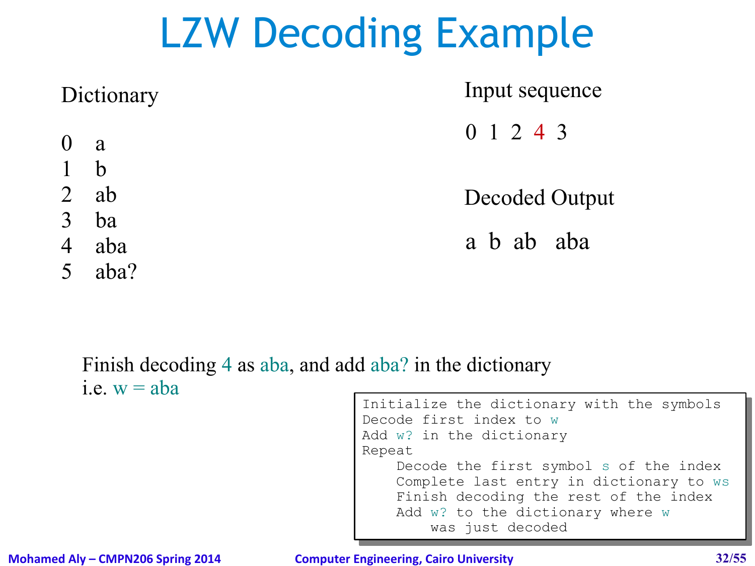# LZW Decoding Example

Dictionary

| | |
|---|---|
| 0 | a |
| 1 | b |
| 2 | ab |
| 3 | ba |
| 4 | aba |
| 5 | aba? |

Input sequence

0 1 2 4 3

Decoded Output

a b ab aba

Finish decoding 4 as aba, and add aba? in the dictionary
i.e. w = aba

```
Initialize the dictionary with the symbols
Decode first index to w
Add w? in the dictionary
Repeat
    Decode the first symbol s of the index
    Complete last entry in dictionary to ws
    Finish decoding the rest of the index
    Add w? to the dictionary where w
        was just decoded
```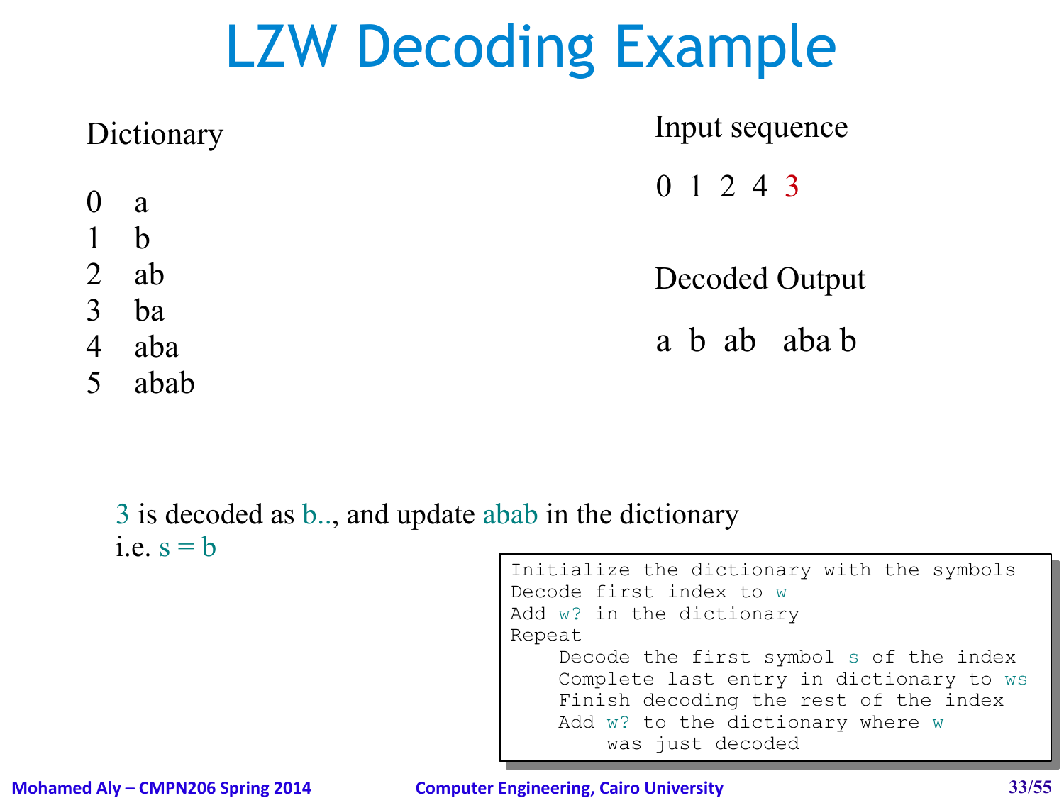# LZW Decoding Example

Dictionary

0 a
1 b
2 ab
3 ba
4 aba
5 abab

Input sequence

0 1 2 4 3

Decoded Output

a b ab aba b

3 is decoded as b.., and update abab in the dictionary
i.e. s = b

```
Initialize the dictionary with the symbols
Decode first index to w
Add w? in the dictionary
Repeat
    Decode the first symbol s of the index
    Complete last entry in dictionary to ws
    Finish decoding the rest of the index
    Add w? to the dictionary where w
        was just decoded
```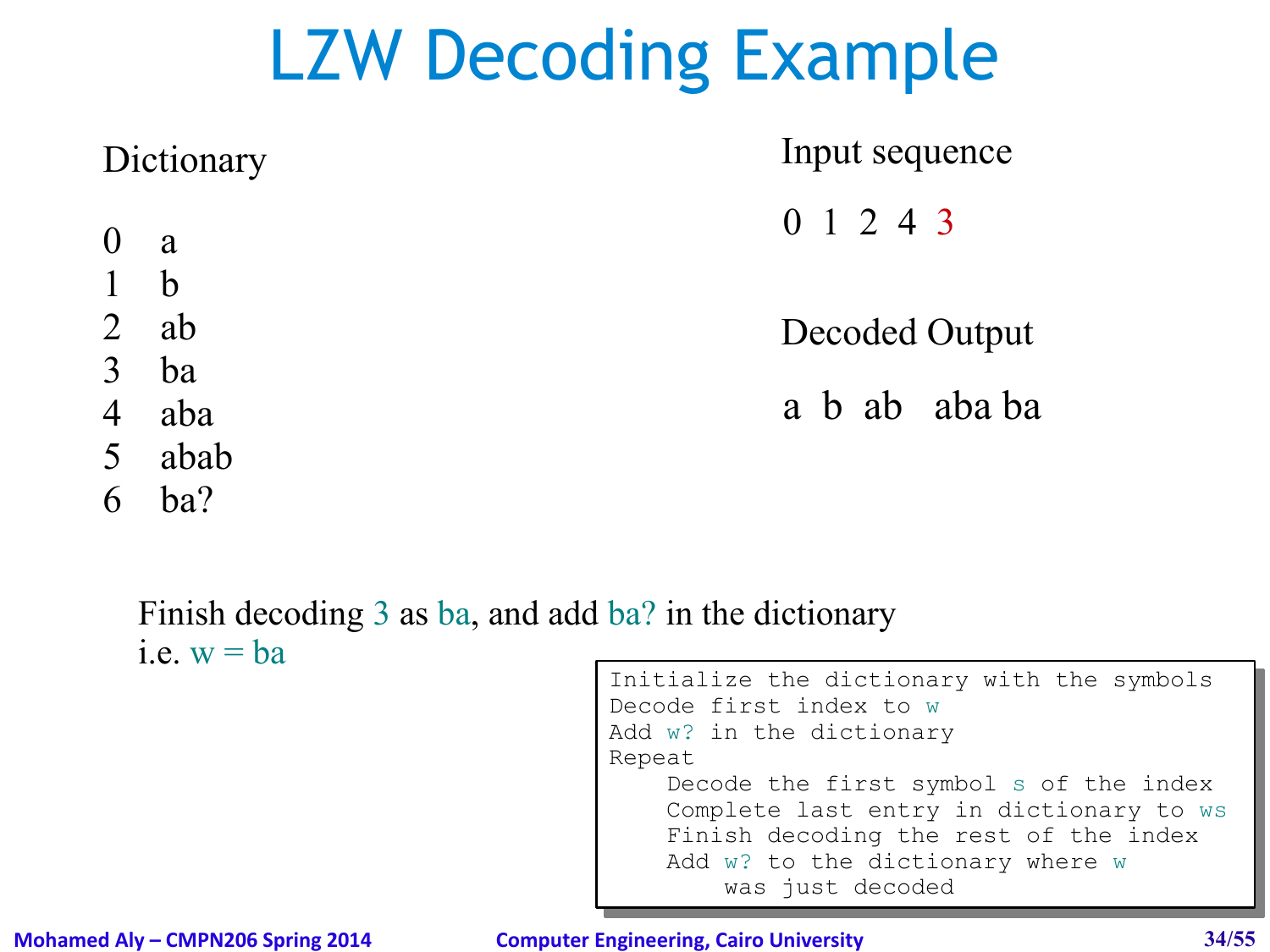# LZW Decoding Example

Dictionary

| | |
|---|---|
| 0 | a |
| 1 | b |
| 2 | ab |
| 3 | ba |
| 4 | aba |
| 5 | abab |
| 6 | ba? |

Input sequence

0 1 2 4 3

Decoded Output

a b ab aba ba

Finish decoding 3 as ba, and add ba? in the dictionary
i.e. w = ba

```
Initialize the dictionary with the symbols
Decode first index to w
Add w? in the dictionary
Repeat
    Decode the first symbol s of the index
    Complete last entry in dictionary to ws
    Finish decoding the rest of the index
    Add w? to the dictionary where w
        was just decoded
```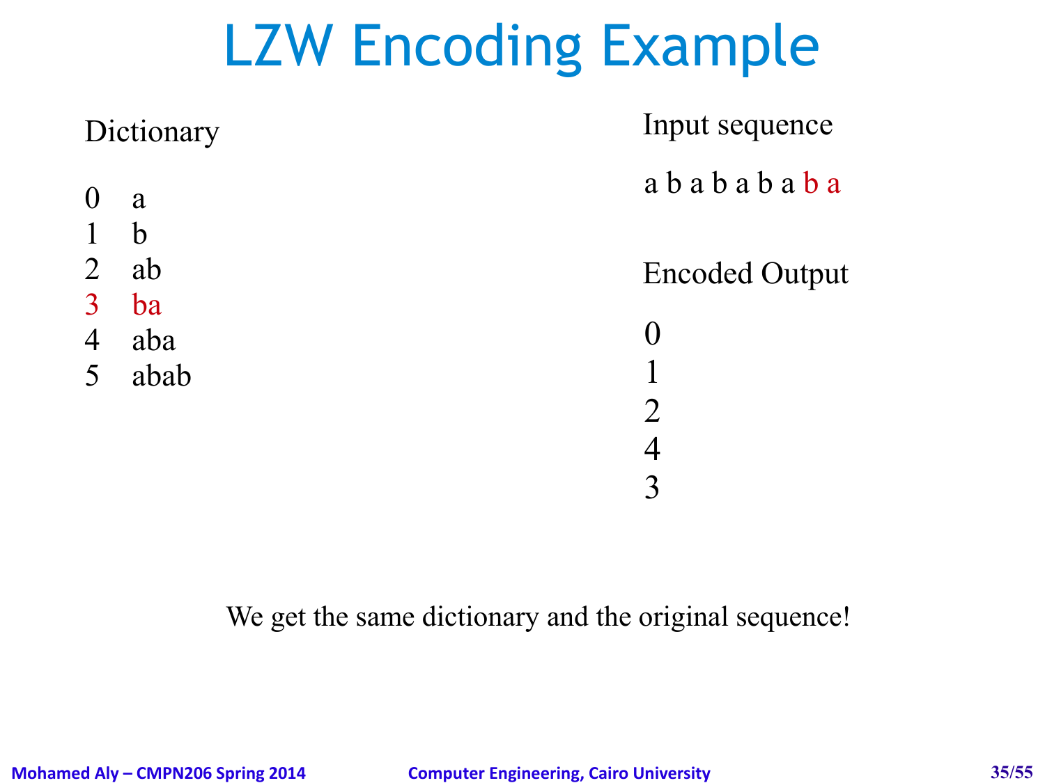# LZW Encoding Example

Dictionary

0 a
1 b
2 ab
3 ba
4 aba
5 abab

Input sequence

a b a b a b a b a

Encoded Output

0
1
2
4
3

We get the same dictionary and the original sequence!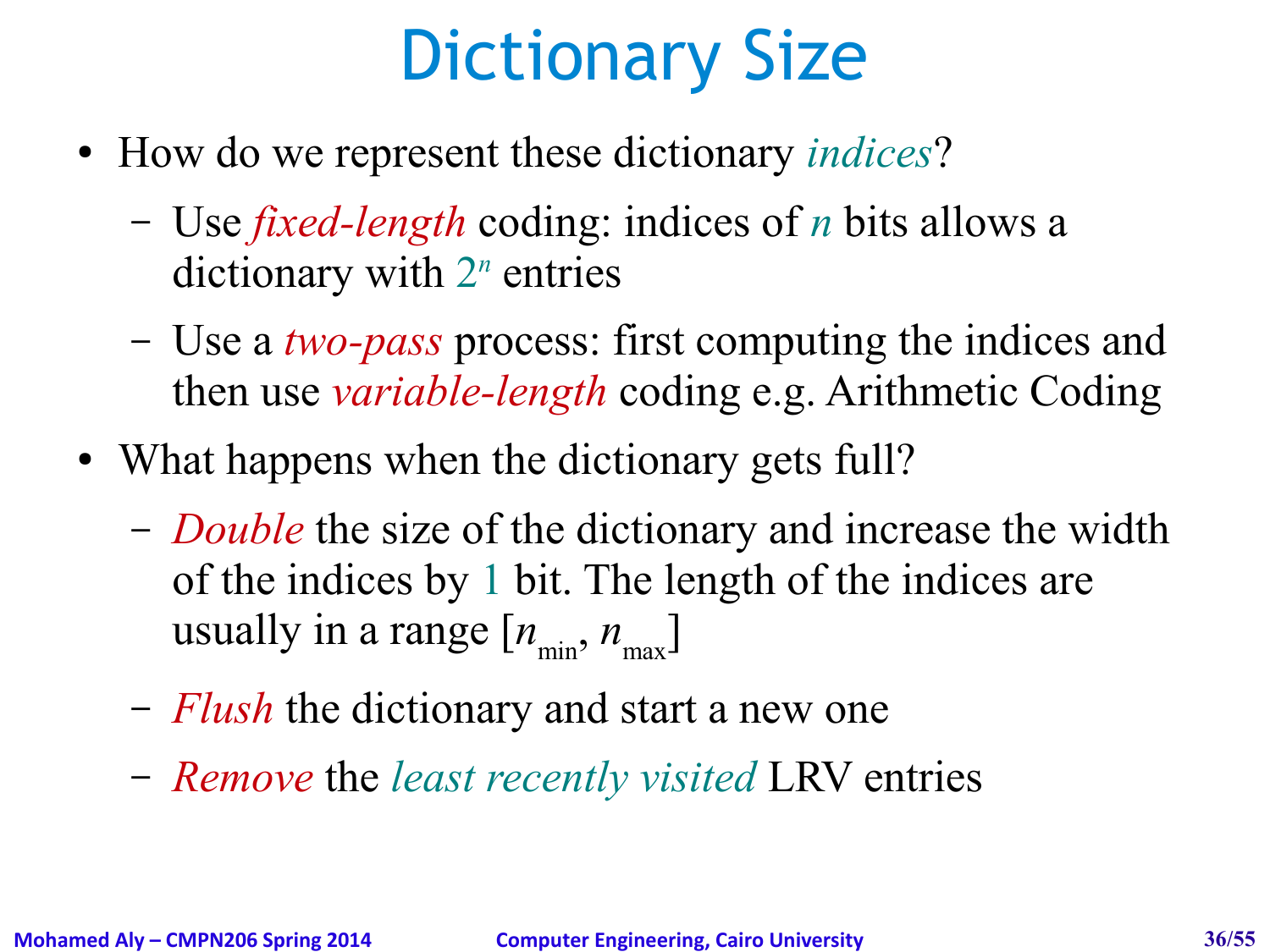# Dictionary Size

- How do we represent these dictionary *indices*?
  - Use *fixed-length* coding: indices of $n$ bits allows a dictionary with $2^n$ entries
  - Use a *two-pass* process: first computing the indices and then use *variable-length* coding e.g. Arithmetic Coding
- What happens when the dictionary gets full?
  - *Double* the size of the dictionary and increase the width of the indices by 1 bit. The length of the indices are usually in a range $[n_{\min}, n_{\max}]$
  - *Flush* the dictionary and start a new one
  - *Remove* the *least recently visited* LRV entries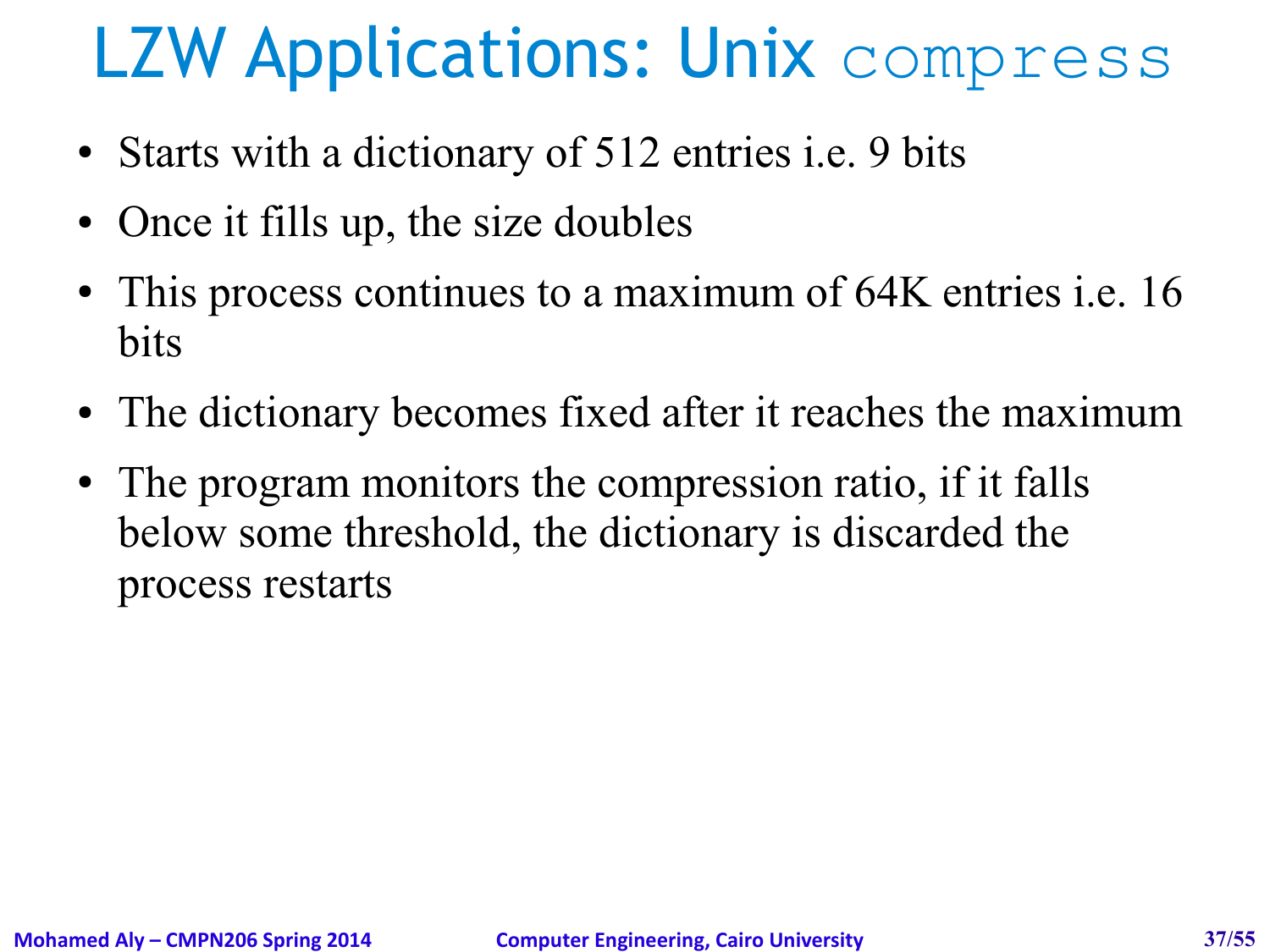# LZW Applications: Unix `compress`

- Starts with a dictionary of 512 entries i.e. 9 bits
- Once it fills up, the size doubles
- This process continues to a maximum of 64K entries i.e. 16 bits
- The dictionary becomes fixed after it reaches the maximum
- The program monitors the compression ratio, if it falls below some threshold, the dictionary is discarded the process restarts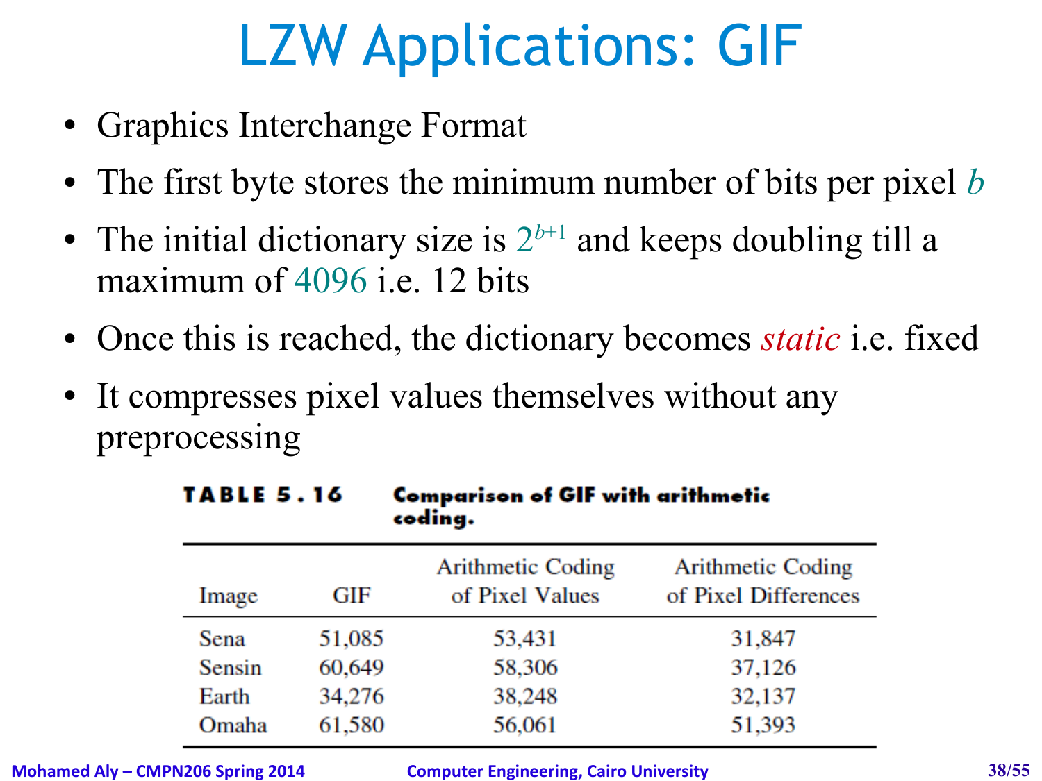# LZW Applications: GIF

- Graphics Interchange Format
- The first byte stores the minimum number of bits per pixel $b$
- The initial dictionary size is $2^{b+1}$ and keeps doubling till a maximum of 4096 i.e. 12 bits
- Once this is reached, the dictionary becomes *static* i.e. fixed
- It compresses pixel values themselves without any preprocessing

**TABLE 5.16 Comparison of GIF with arithmetic coding.**

| Image | GIF | Arithmetic Coding of Pixel Values | Arithmetic Coding of Pixel Differences |
|---|---|---|---|
| Sena | 51,085 | 53,431 | 31,847 |
| Sensin | 60,649 | 58,306 | 37,126 |
| Earth | 34,276 | 38,248 | 32,137 |
| Omaha | 61,580 | 56,061 | 51,393 |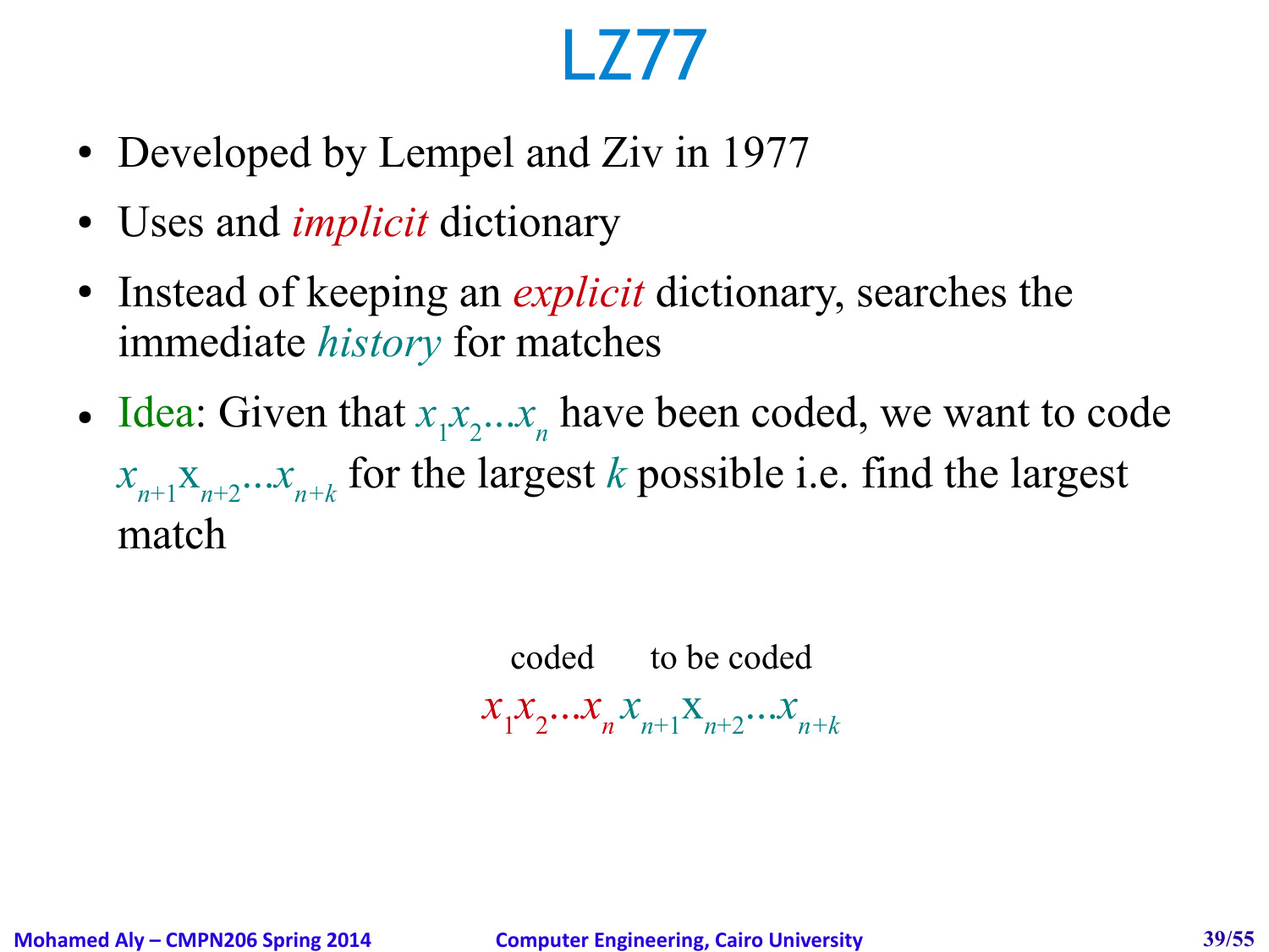# LZ77

- Developed by Lempel and Ziv in 1977
- Uses and *implicit* dictionary
- Instead of keeping an *explicit* dictionary, searches the immediate *history* for matches
- Idea: Given that $x_1x_2 \ldots x_n$ have been coded, we want to code $x_{n+1}x_{n+2} \ldots x_{n+k}$ for the largest $k$ possible i.e. find the largest match

coded &nbsp;&nbsp;&nbsp; to be coded

$$x_1x_2 \ldots x_n x_{n+1}x_{n+2} \ldots x_{n+k}$$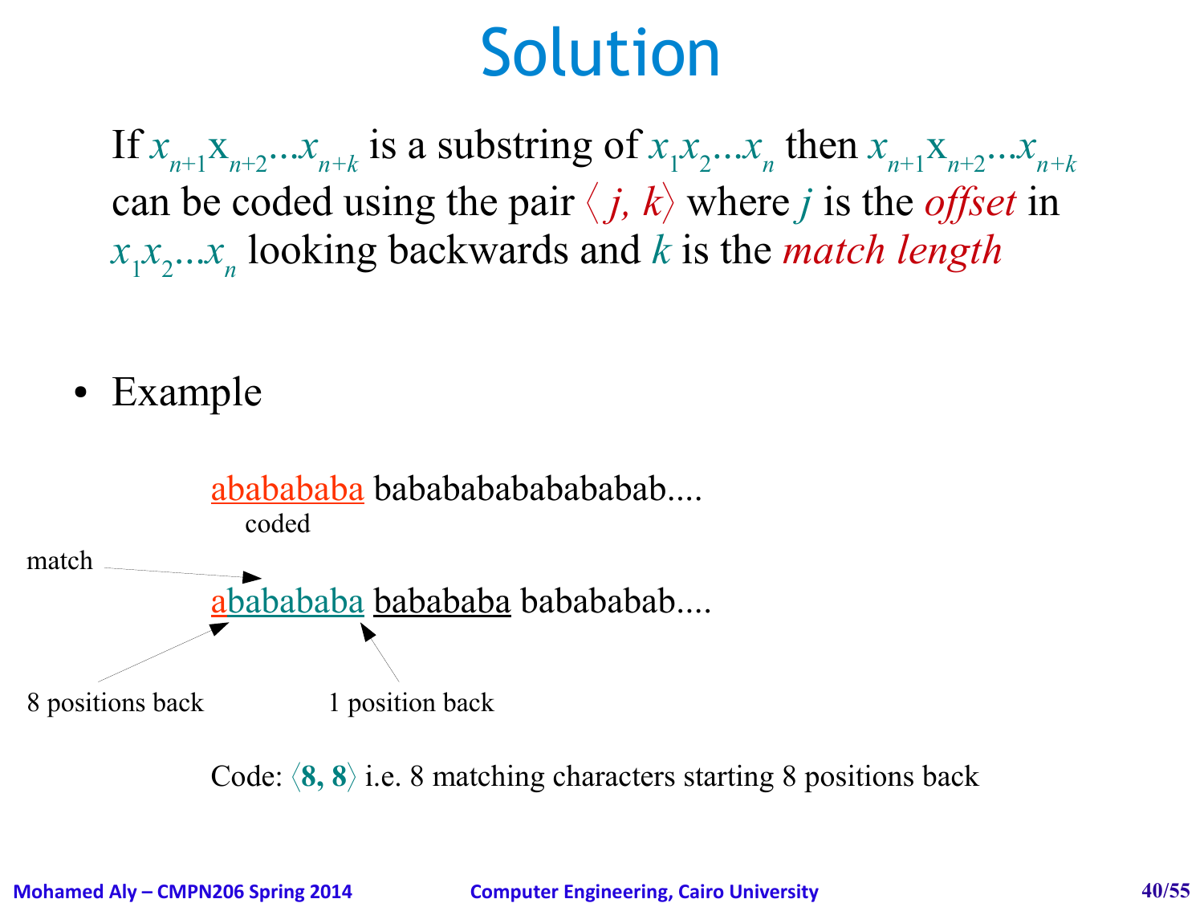# Solution

If $x_{n+1}x_{n+2}...x_{n+k}$ is a substring of $x_1x_2...x_n$ then $x_{n+1}x_{n+2}...x_{n+k}$ can be coded using the pair $\langle j, k \rangle$ where $j$ is the *offset* in $x_1x_2...x_n$ looking backwards and $k$ is the *match length*

- Example

ababababa babababababababab....

coded

match

ababababa bababab abababab....

8 positions back

1 position back

Code: $\langle \mathbf{8, 8} \rangle$ i.e. 8 matching characters starting 8 positions back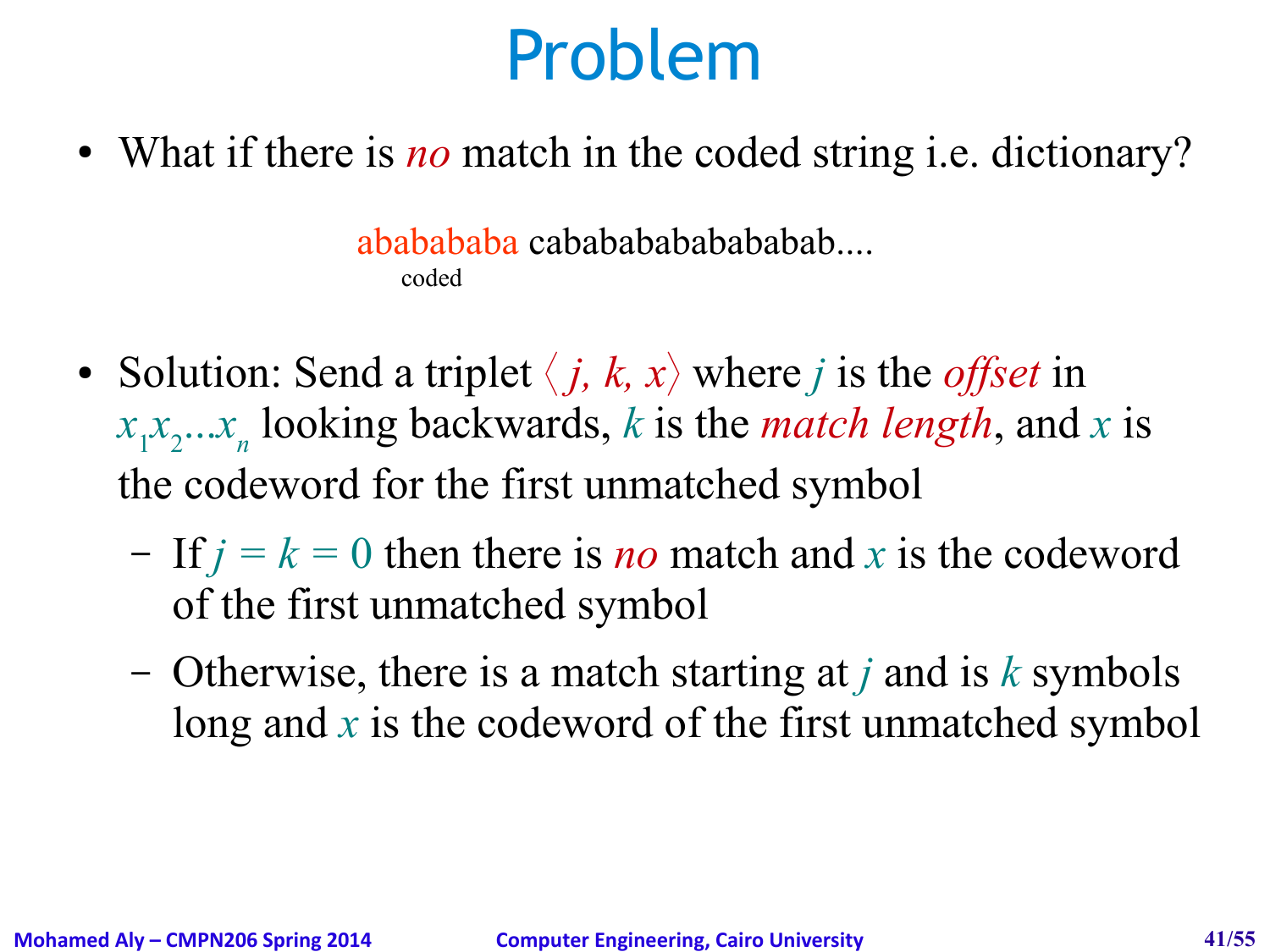# Problem

- What if there is *no* match in the coded string i.e. dictionary?

ababababa cabababababababab....
coded

- Solution: Send a triplet $\langle j, k, x \rangle$ where $j$ is the *offset* in $x_1x_2 \ldots x_n$ looking backwards, $k$ is the *match length*, and $x$ is the codeword for the first unmatched symbol
  - If $j = k = 0$ then there is *no* match and $x$ is the codeword of the first unmatched symbol
  - Otherwise, there is a match starting at $j$ and is $k$ symbols long and $x$ is the codeword of the first unmatched symbol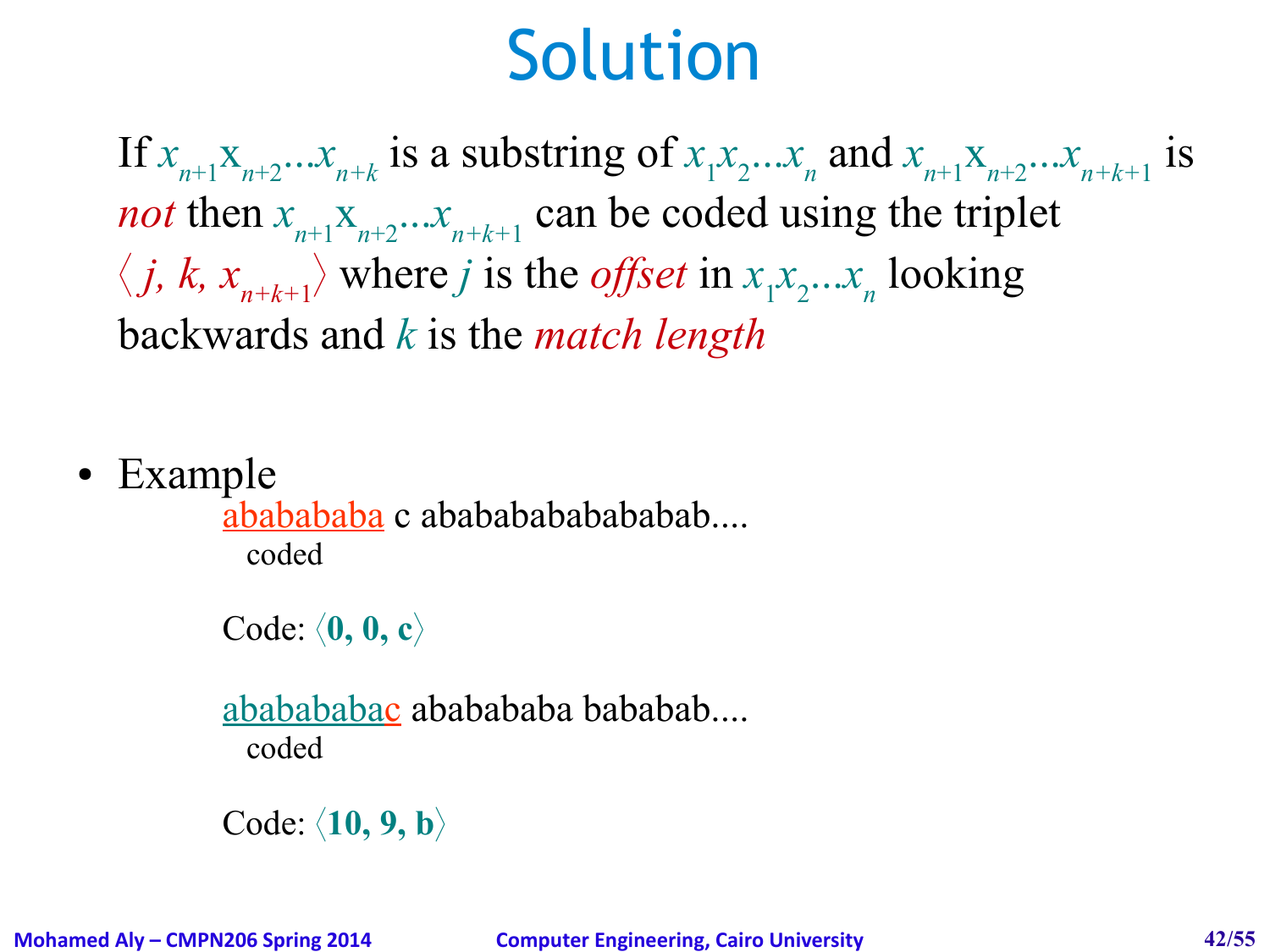# Solution

If $x_{n+1}x_{n+2}\ldots x_{n+k}$ is a substring of $x_1x_2\ldots x_n$ and $x_{n+1}x_{n+2}\ldots x_{n+k+1}$ is *not* then $x_{n+1}x_{n+2}\ldots x_{n+k+1}$ can be coded using the triplet $\langle j, k, x_{n+k+1}\rangle$ where $j$ is the *offset* in $x_1x_2\ldots x_n$ looking backwards and $k$ is the *match length*

- Example

  ababababa c abababababababab....
  coded

  Code: $\langle$**0, 0, c**$\rangle$

  ababababac abababab bababab....
  coded

  Code: $\langle$**10, 9, b**$\rangle$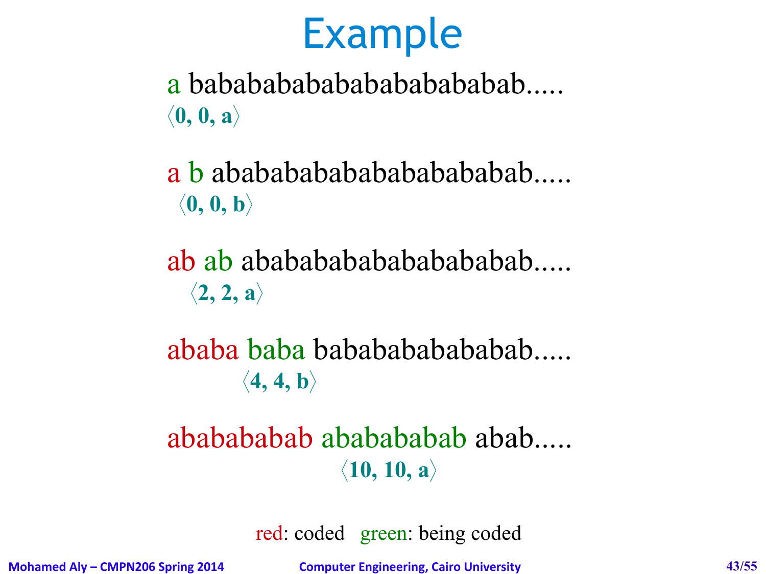# Example

a bababababababababababab.....

$\langle 0, 0, a \rangle$

a b abababababababababab.....

$\langle 0, 0, b \rangle$

ab ab ababababababababab.....

$\langle 2, 2, a \rangle$

ababa baba babababababab.....

$\langle 4, 4, b \rangle$

ababababab ababababab abab.....

$\langle 10, 10, a \rangle$

red: coded   green: being coded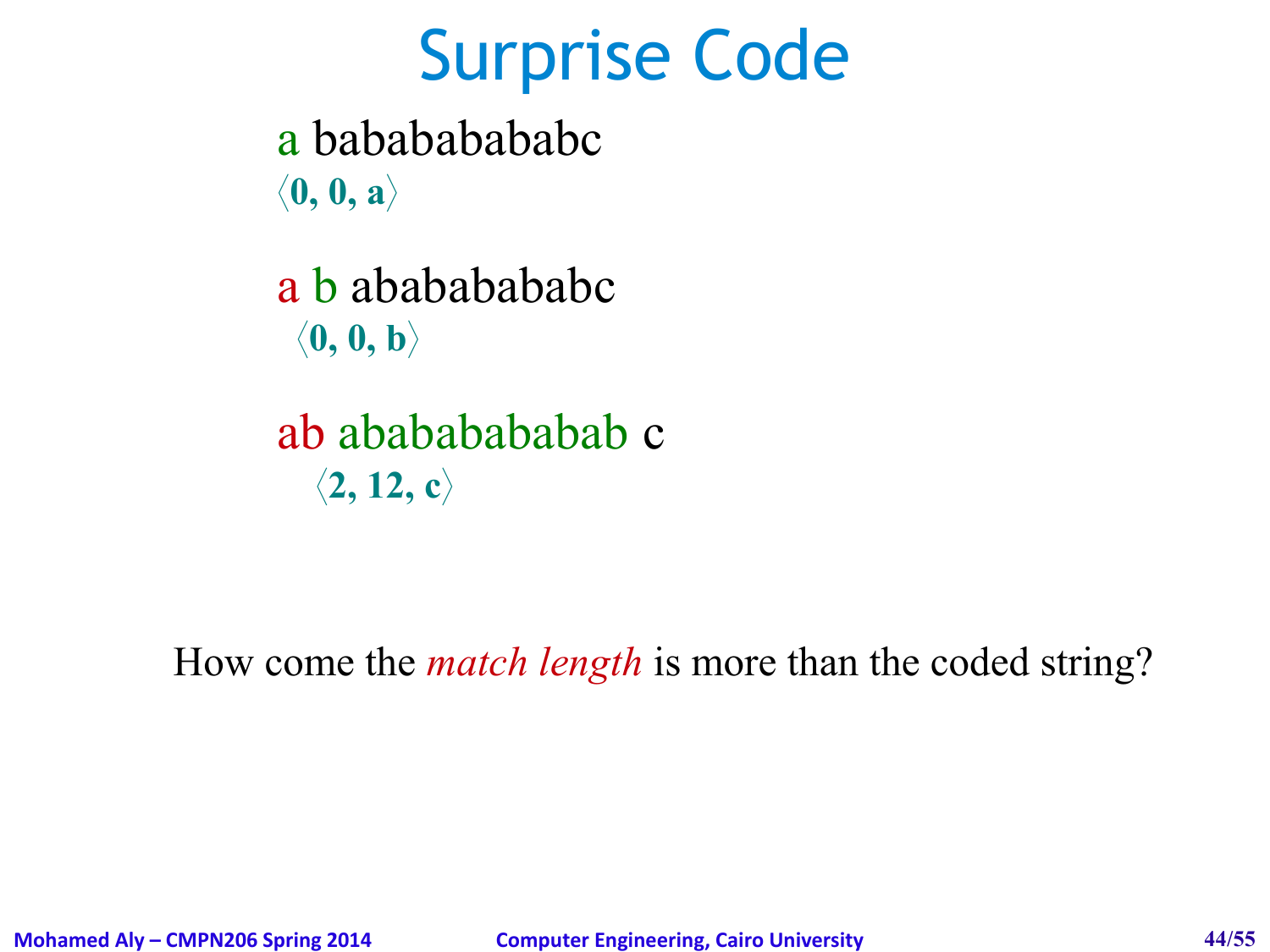# Surprise Code

a bababababababc

$\langle 0, 0, a \rangle$

a b ababababababc

$\langle 0, 0, b \rangle$

ab abababababab c

$\langle 2, 12, c \rangle$

How come the *match length* is more than the coded string?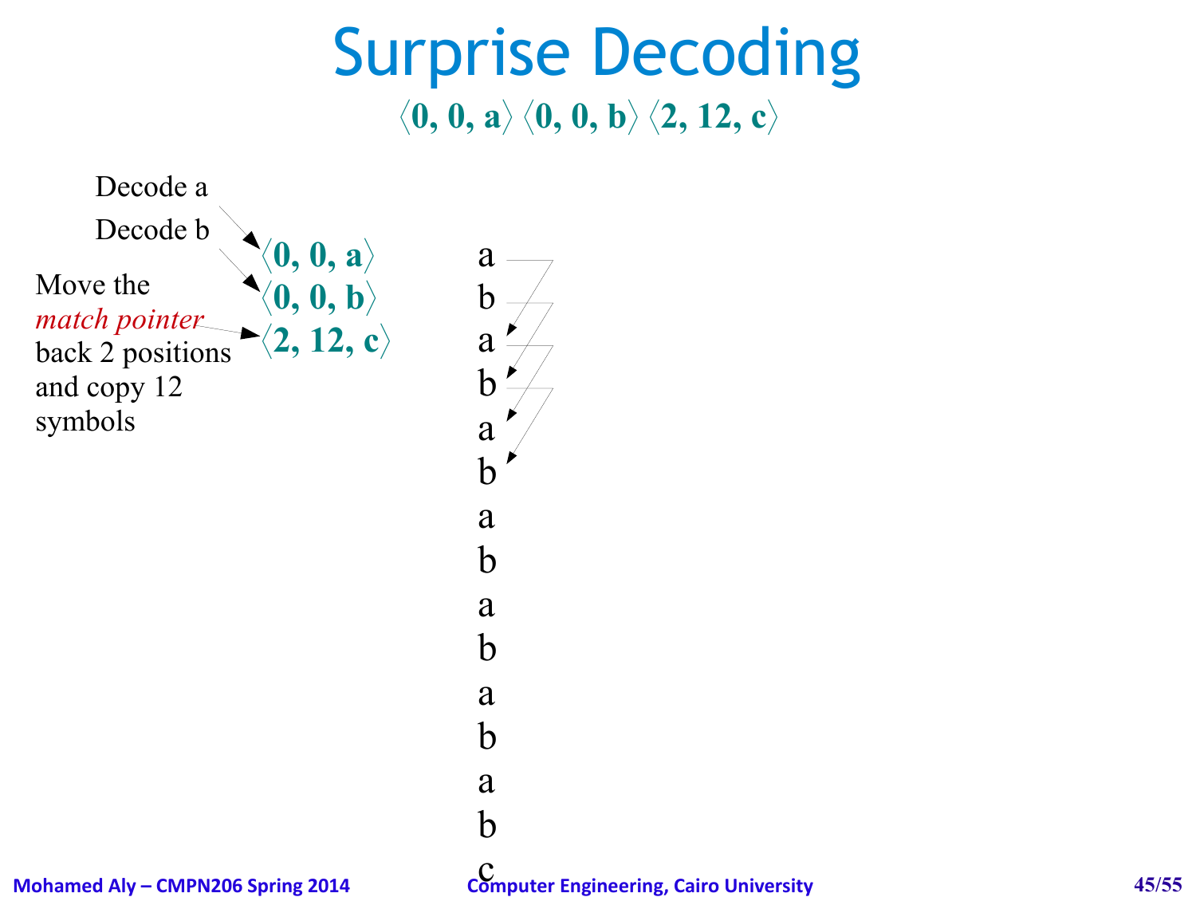# Surprise Decoding

$\langle 0, 0, a\rangle$ $\langle 0, 0, b\rangle$ $\langle 2, 12, c\rangle$

Decode a → $\langle 0, 0, a\rangle$

Decode b → $\langle 0, 0, b\rangle$

Move the *match pointer* back 2 positions and copy 12 symbols → $\langle 2, 12, c\rangle$

a
b
a
b
a
b
a
b
a
b
a
b
a
b
c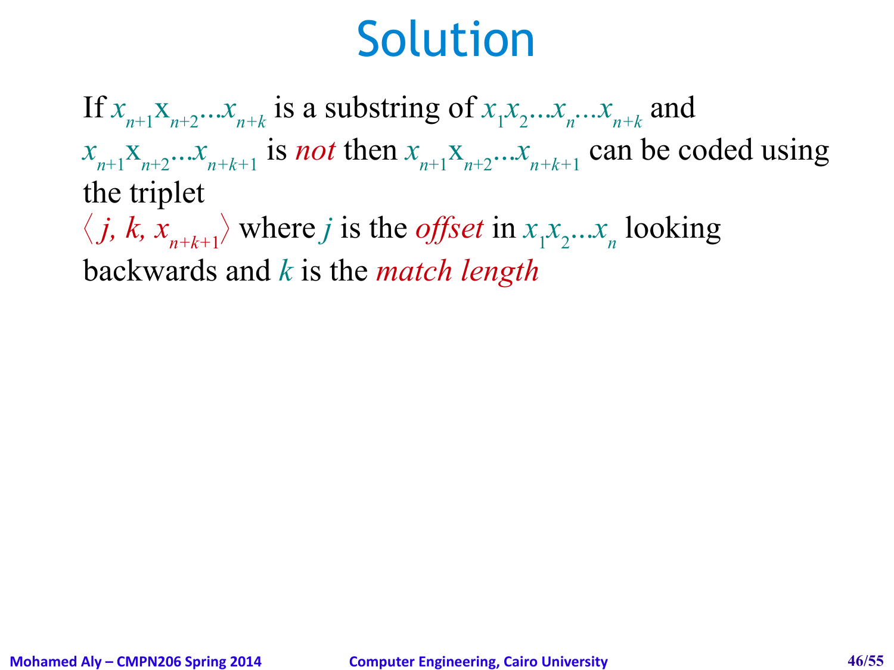# Solution

If $x_{n+1}x_{n+2}\ldots x_{n+k}$ is a substring of $x_1x_2\ldots x_n\ldots x_{n+k}$ and $x_{n+1}x_{n+2}\ldots x_{n+k+1}$ is *not* then $x_{n+1}x_{n+2}\ldots x_{n+k+1}$ can be coded using the triplet $\langle j, k, x_{n+k+1}\rangle$ where $j$ is the *offset* in $x_1x_2\ldots x_n$ looking backwards and $k$ is the *match length*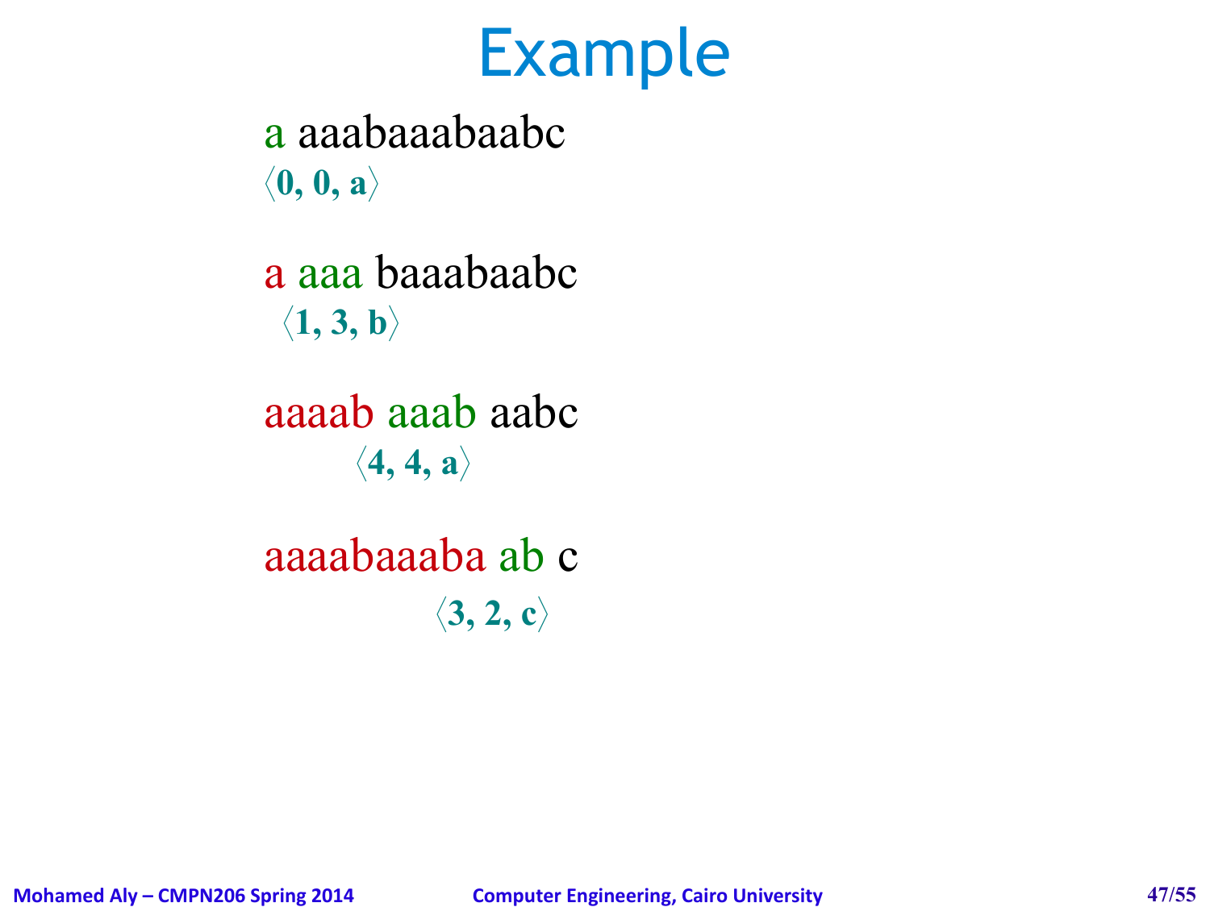# Example

a aaabaaabaabc

$\langle 0, 0, a \rangle$

a aaa baaabaabc

$\langle 1, 3, b \rangle$

aaaab aaab aabc

$\langle 4, 4, a \rangle$

aaaabaaaba ab c

$\langle 3, 2, c \rangle$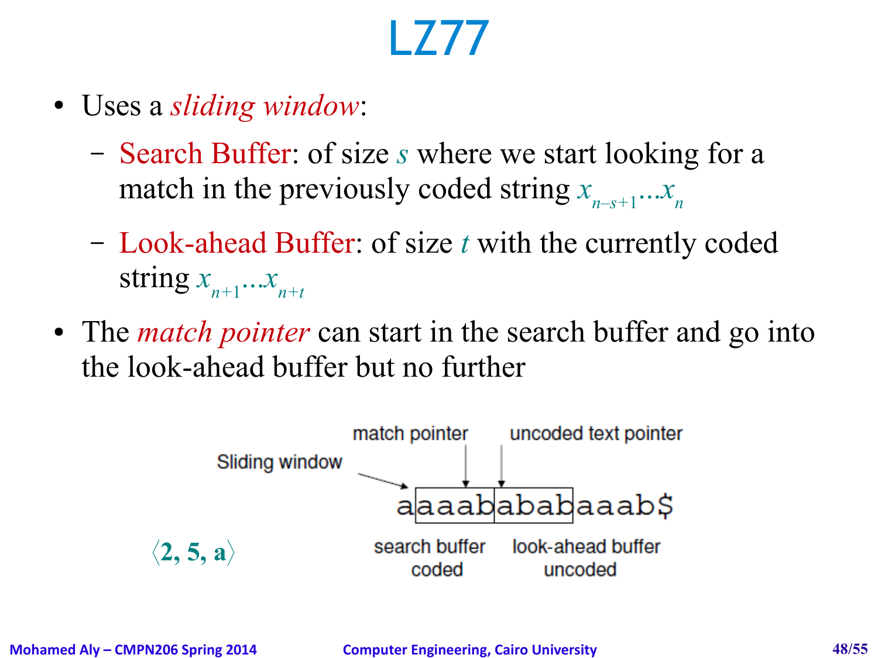# LZ77

- Uses a *sliding window*:
  - Search Buffer: of size $s$ where we start looking for a match in the previously coded string $x_{n-s+1} \dots x_n$
  - Look-ahead Buffer: of size $t$ with the currently coded string $x_{n+1} \dots x_{n+t}$
- The *match pointer* can start in the search buffer and go into the look-ahead buffer but no further

Sliding window — match pointer — uncoded text pointer

```
a|aaab|abab|aaab$
```

search buffer coded — look-ahead buffer uncoded

$\langle 2, 5, a \rangle$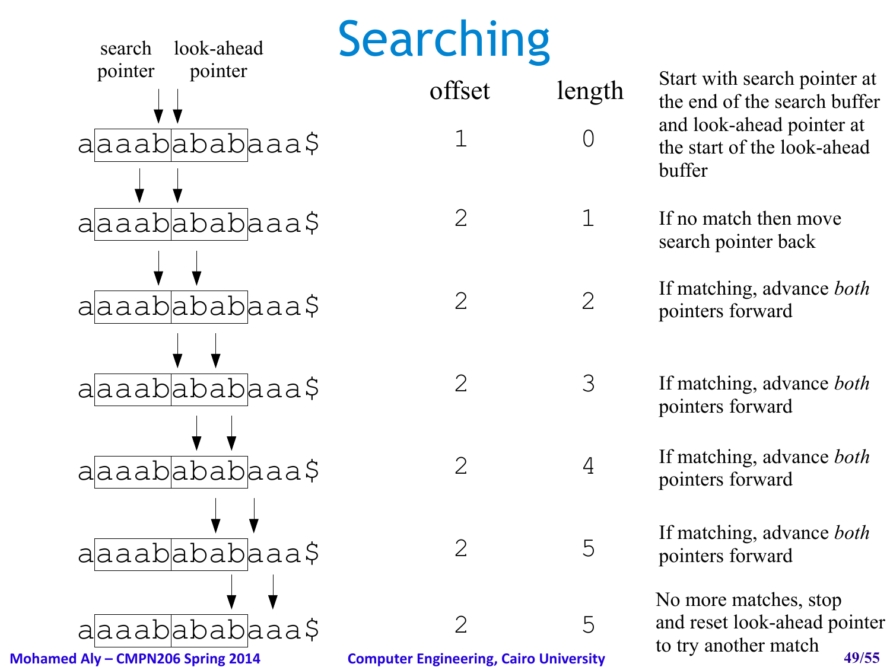# Searching

search pointer / look-ahead pointer

| String | offset | length | Description |
|---|---|---|---|
| aaaababaaa$ (search pointer at end of search buffer, look-ahead pointer at start of look-ahead buffer) | 1 | 0 | Start with search pointer at the end of the search buffer and look-ahead pointer at the start of the look-ahead buffer |
| aaaababaaa$ | 2 | 1 | If no match then move search pointer back |
| aaaababaaa$ | 2 | 2 | If matching, advance *both* pointers forward |
| aaaababaaa$ | 2 | 3 | If matching, advance *both* pointers forward |
| aaaababaaa$ | 2 | 4 | If matching, advance *both* pointers forward |
| aaaababaaa$ | 2 | 5 | If matching, advance *both* pointers forward |
| aaaababaaa$ | 2 | 5 | No more matches, stop and reset look-ahead pointer to try another match |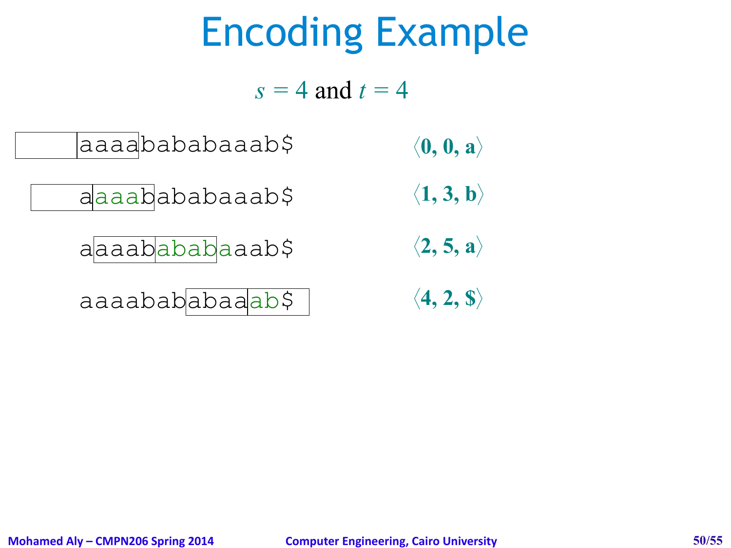# Encoding Example

$s = 4$ and $t = 4$

| Window / Buffer | Output |
| --- | --- |
| `[    ][aaaa]bababaaab$` | $\langle 0, 0, \mathbf{a} \rangle$ |
| `[   a][aaab]ababaaab$` | $\langle 1, 3, \mathbf{b} \rangle$ |
| `a[aaab][ababa]aab$` | $\langle 2, 5, \mathbf{a} \rangle$ |
| `aaaabab[abaa][ab$ ]` | $\langle 4, 2, \mathbf{\$} \rangle$ |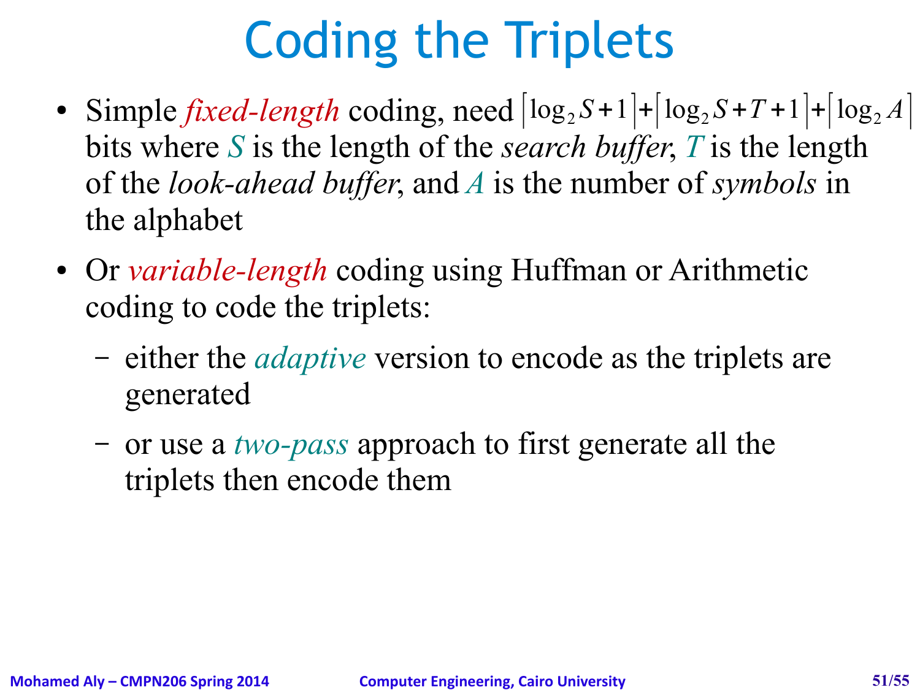# Coding the Triplets

- Simple *fixed-length* coding, need $\lceil \log_2 S + 1 \rceil + \lceil \log_2 S + T + 1 \rceil + \lceil \log_2 A \rceil$ bits where $S$ is the length of the *search buffer*, $T$ is the length of the *look-ahead buffer*, and $A$ is the number of *symbols* in the alphabet
- Or *variable-length* coding using Huffman or Arithmetic coding to code the triplets:
  - either the *adaptive* version to encode as the triplets are generated
  - or use a *two-pass* approach to first generate all the triplets then encode them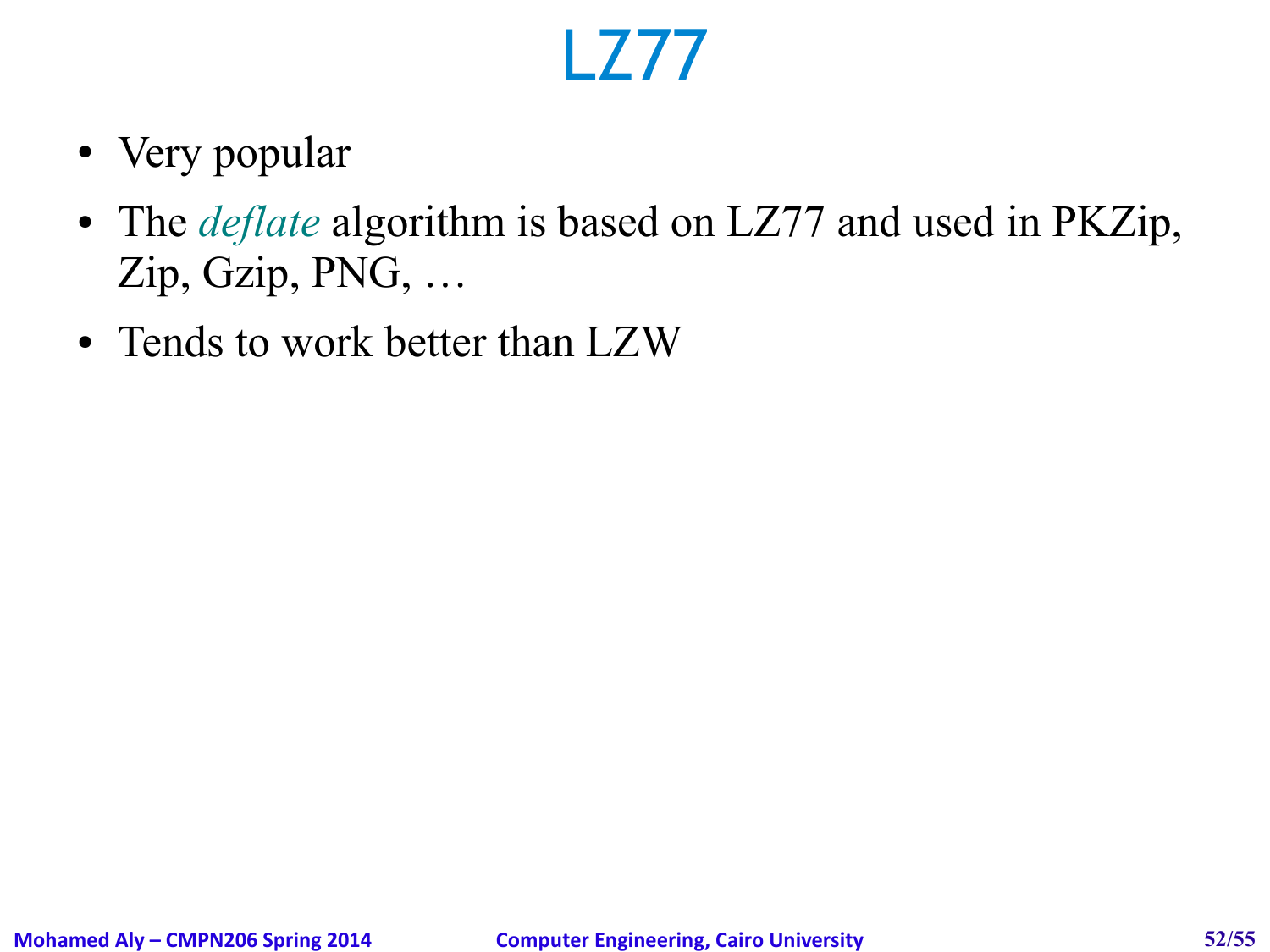# LZ77

- Very popular
- The *deflate* algorithm is based on LZ77 and used in PKZip, Zip, Gzip, PNG, …
- Tends to work better than LZW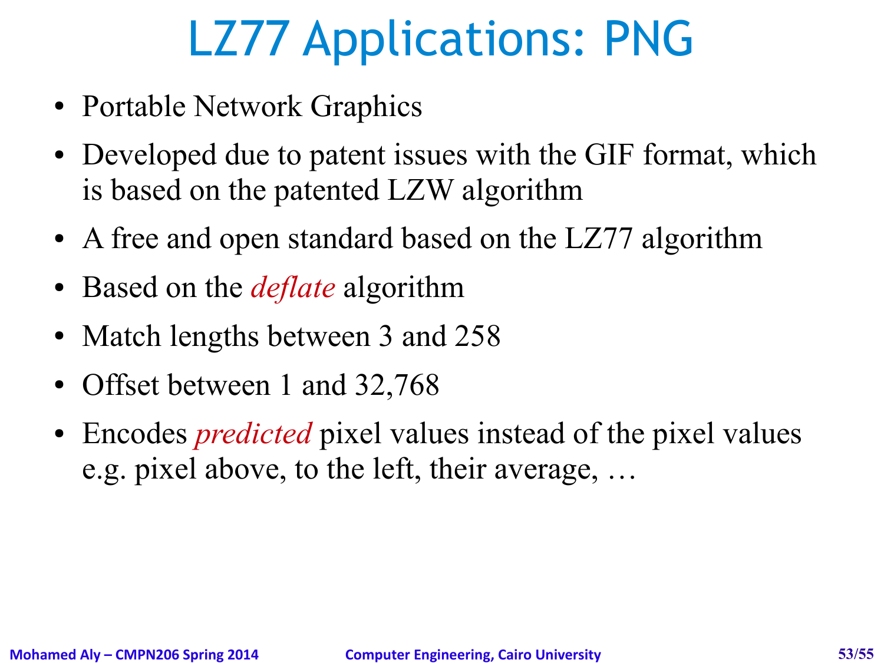# LZ77 Applications: PNG

- Portable Network Graphics
- Developed due to patent issues with the GIF format, which is based on the patented LZW algorithm
- A free and open standard based on the LZ77 algorithm
- Based on the *deflate* algorithm
- Match lengths between 3 and 258
- Offset between 1 and 32,768
- Encodes *predicted* pixel values instead of the pixel values e.g. pixel above, to the left, their average, …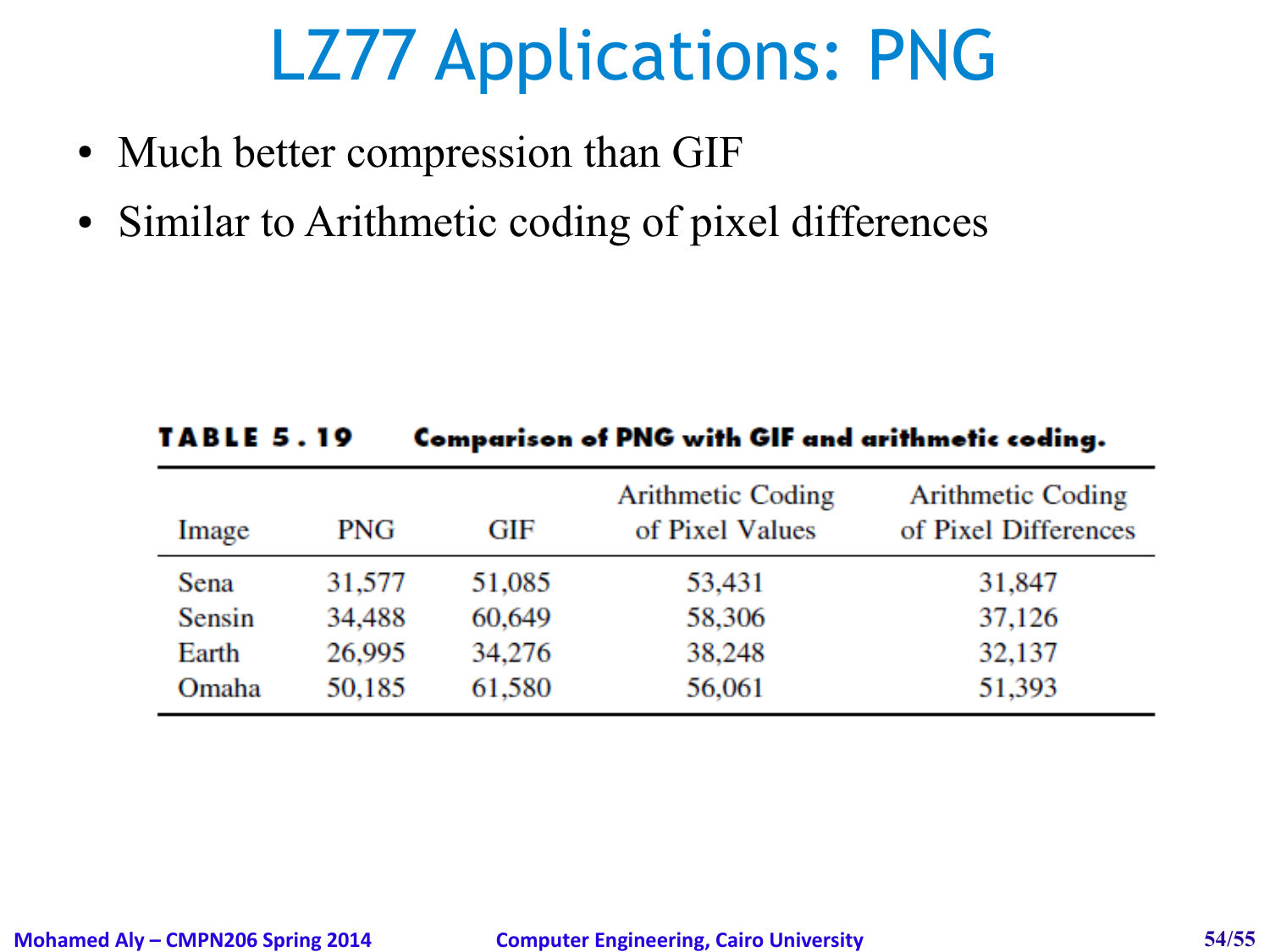# LZ77 Applications: PNG

- Much better compression than GIF
- Similar to Arithmetic coding of pixel differences

**TABLE 5.19** **Comparison of PNG with GIF and arithmetic coding.**

| Image | PNG | GIF | Arithmetic Coding of Pixel Values | Arithmetic Coding of Pixel Differences |
|---|---|---|---|---|
| Sena | 31,577 | 51,085 | 53,431 | 31,847 |
| Sensin | 34,488 | 60,649 | 58,306 | 37,126 |
| Earth | 26,995 | 34,276 | 38,248 | 32,137 |
| Omaha | 50,185 | 61,580 | 56,061 | 51,393 |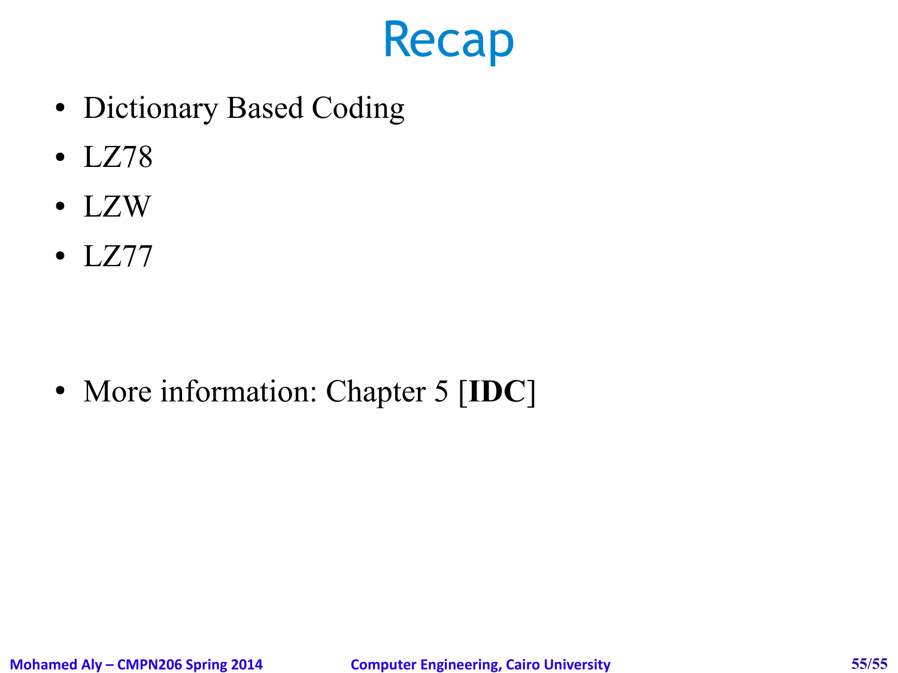# Recap

- Dictionary Based Coding
- LZ78
- LZW
- LZ77

- More information: Chapter 5 [**IDC**]